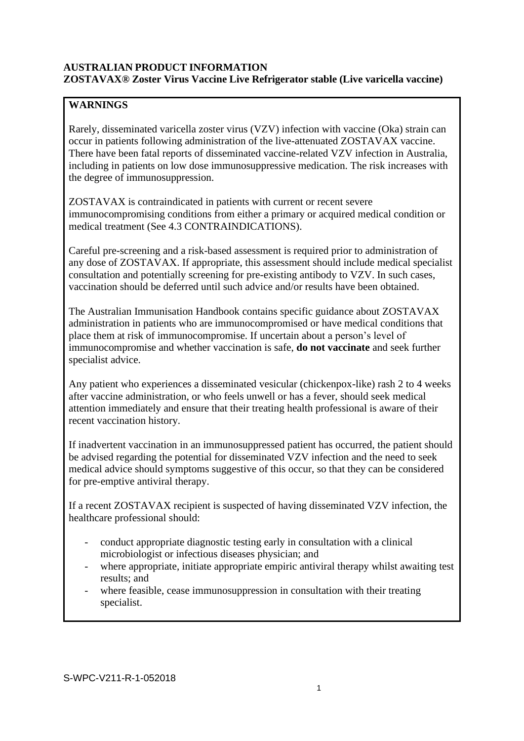**AUSTRALIAN PRODUCT INFORMATION**
**ZOSTAVAX® Zoster Virus Vaccine Live Refrigerator stable (Live varicella vaccine)**

## WARNINGS

Rarely, disseminated varicella zoster virus (VZV) infection with vaccine (Oka) strain can occur in patients following administration of the live-attenuated ZOSTAVAX vaccine. There have been fatal reports of disseminated vaccine-related VZV infection in Australia, including in patients on low dose immunosuppressive medication. The risk increases with the degree of immunosuppression.

ZOSTAVAX is contraindicated in patients with current or recent severe immunocompromising conditions from either a primary or acquired medical condition or medical treatment (See 4.3 CONTRAINDICATIONS).

Careful pre-screening and a risk-based assessment is required prior to administration of any dose of ZOSTAVAX. If appropriate, this assessment should include medical specialist consultation and potentially screening for pre-existing antibody to VZV. In such cases, vaccination should be deferred until such advice and/or results have been obtained.

The Australian Immunisation Handbook contains specific guidance about ZOSTAVAX administration in patients who are immunocompromised or have medical conditions that place them at risk of immunocompromise. If uncertain about a person's level of immunocompromise and whether vaccination is safe, **do not vaccinate** and seek further specialist advice.

Any patient who experiences a disseminated vesicular (chickenpox-like) rash 2 to 4 weeks after vaccine administration, or who feels unwell or has a fever, should seek medical attention immediately and ensure that their treating health professional is aware of their recent vaccination history.

If inadvertent vaccination in an immunosuppressed patient has occurred, the patient should be advised regarding the potential for disseminated VZV infection and the need to seek medical advice should symptoms suggestive of this occur, so that they can be considered for pre-emptive antiviral therapy.

If a recent ZOSTAVAX recipient is suspected of having disseminated VZV infection, the healthcare professional should:

- conduct appropriate diagnostic testing early in consultation with a clinical microbiologist or infectious diseases physician; and
- where appropriate, initiate appropriate empiric antiviral therapy whilst awaiting test results; and
- where feasible, cease immunosuppression in consultation with their treating specialist.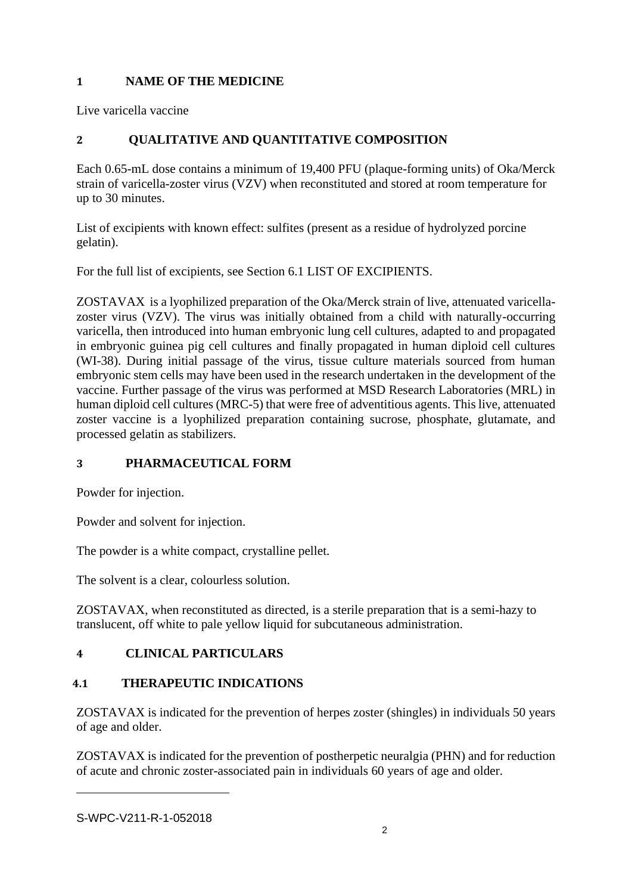## 1 NAME OF THE MEDICINE

Live varicella vaccine

## 2 QUALITATIVE AND QUANTITATIVE COMPOSITION

Each 0.65-mL dose contains a minimum of 19,400 PFU (plaque-forming units) of Oka/Merck strain of varicella-zoster virus (VZV) when reconstituted and stored at room temperature for up to 30 minutes.

List of excipients with known effect: sulfites (present as a residue of hydrolyzed porcine gelatin).

For the full list of excipients, see Section 6.1 LIST OF EXCIPIENTS.

ZOSTAVAX is a lyophilized preparation of the Oka/Merck strain of live, attenuated varicella-zoster virus (VZV). The virus was initially obtained from a child with naturally-occurring varicella, then introduced into human embryonic lung cell cultures, adapted to and propagated in embryonic guinea pig cell cultures and finally propagated in human diploid cell cultures (WI-38). During initial passage of the virus, tissue culture materials sourced from human embryonic stem cells may have been used in the research undertaken in the development of the vaccine. Further passage of the virus was performed at MSD Research Laboratories (MRL) in human diploid cell cultures (MRC-5) that were free of adventitious agents. This live, attenuated zoster vaccine is a lyophilized preparation containing sucrose, phosphate, glutamate, and processed gelatin as stabilizers.

## 3 PHARMACEUTICAL FORM

Powder for injection.

Powder and solvent for injection.

The powder is a white compact, crystalline pellet.

The solvent is a clear, colourless solution.

ZOSTAVAX, when reconstituted as directed, is a sterile preparation that is a semi-hazy to translucent, off white to pale yellow liquid for subcutaneous administration.

## 4 CLINICAL PARTICULARS

### 4.1 THERAPEUTIC INDICATIONS

ZOSTAVAX is indicated for the prevention of herpes zoster (shingles) in individuals 50 years of age and older.

ZOSTAVAX is indicated for the prevention of postherpetic neuralgia (PHN) and for reduction of acute and chronic zoster-associated pain in individuals 60 years of age and older.

S-WPC-V211-R-1-052018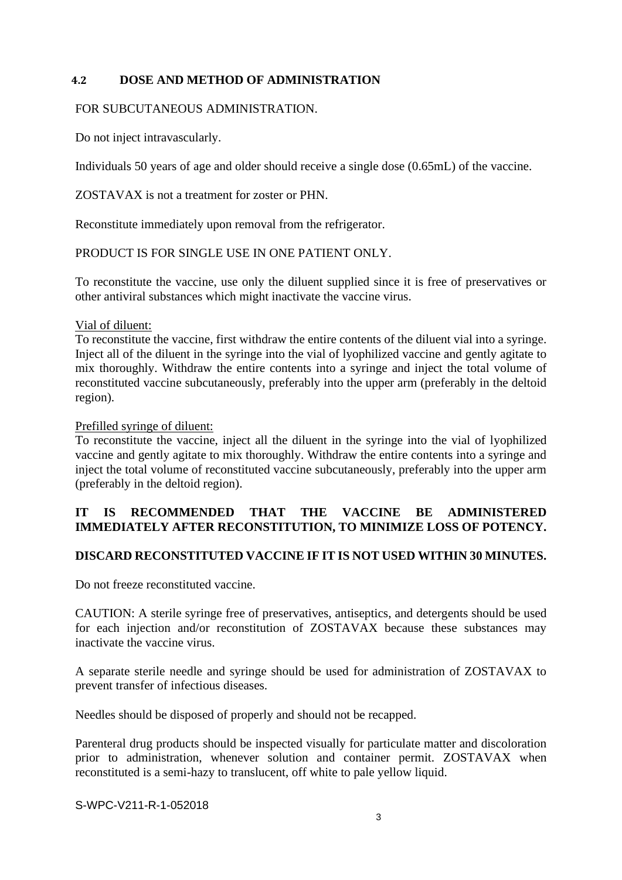## 4.2 DOSE AND METHOD OF ADMINISTRATION

FOR SUBCUTANEOUS ADMINISTRATION.

Do not inject intravascularly.

Individuals 50 years of age and older should receive a single dose (0.65mL) of the vaccine.

ZOSTAVAX is not a treatment for zoster or PHN.

Reconstitute immediately upon removal from the refrigerator.

PRODUCT IS FOR SINGLE USE IN ONE PATIENT ONLY.

To reconstitute the vaccine, use only the diluent supplied since it is free of preservatives or other antiviral substances which might inactivate the vaccine virus.

Vial of diluent:
To reconstitute the vaccine, first withdraw the entire contents of the diluent vial into a syringe. Inject all of the diluent in the syringe into the vial of lyophilized vaccine and gently agitate to mix thoroughly. Withdraw the entire contents into a syringe and inject the total volume of reconstituted vaccine subcutaneously, preferably into the upper arm (preferably in the deltoid region).

Prefilled syringe of diluent:
To reconstitute the vaccine, inject all the diluent in the syringe into the vial of lyophilized vaccine and gently agitate to mix thoroughly. Withdraw the entire contents into a syringe and inject the total volume of reconstituted vaccine subcutaneously, preferably into the upper arm (preferably in the deltoid region).

**IT IS RECOMMENDED THAT THE VACCINE BE ADMINISTERED IMMEDIATELY AFTER RECONSTITUTION, TO MINIMIZE LOSS OF POTENCY.**

**DISCARD RECONSTITUTED VACCINE IF IT IS NOT USED WITHIN 30 MINUTES.**

Do not freeze reconstituted vaccine.

CAUTION: A sterile syringe free of preservatives, antiseptics, and detergents should be used for each injection and/or reconstitution of ZOSTAVAX because these substances may inactivate the vaccine virus.

A separate sterile needle and syringe should be used for administration of ZOSTAVAX to prevent transfer of infectious diseases.

Needles should be disposed of properly and should not be recapped.

Parenteral drug products should be inspected visually for particulate matter and discoloration prior to administration, whenever solution and container permit. ZOSTAVAX when reconstituted is a semi-hazy to translucent, off white to pale yellow liquid.

S-WPC-V211-R-1-052018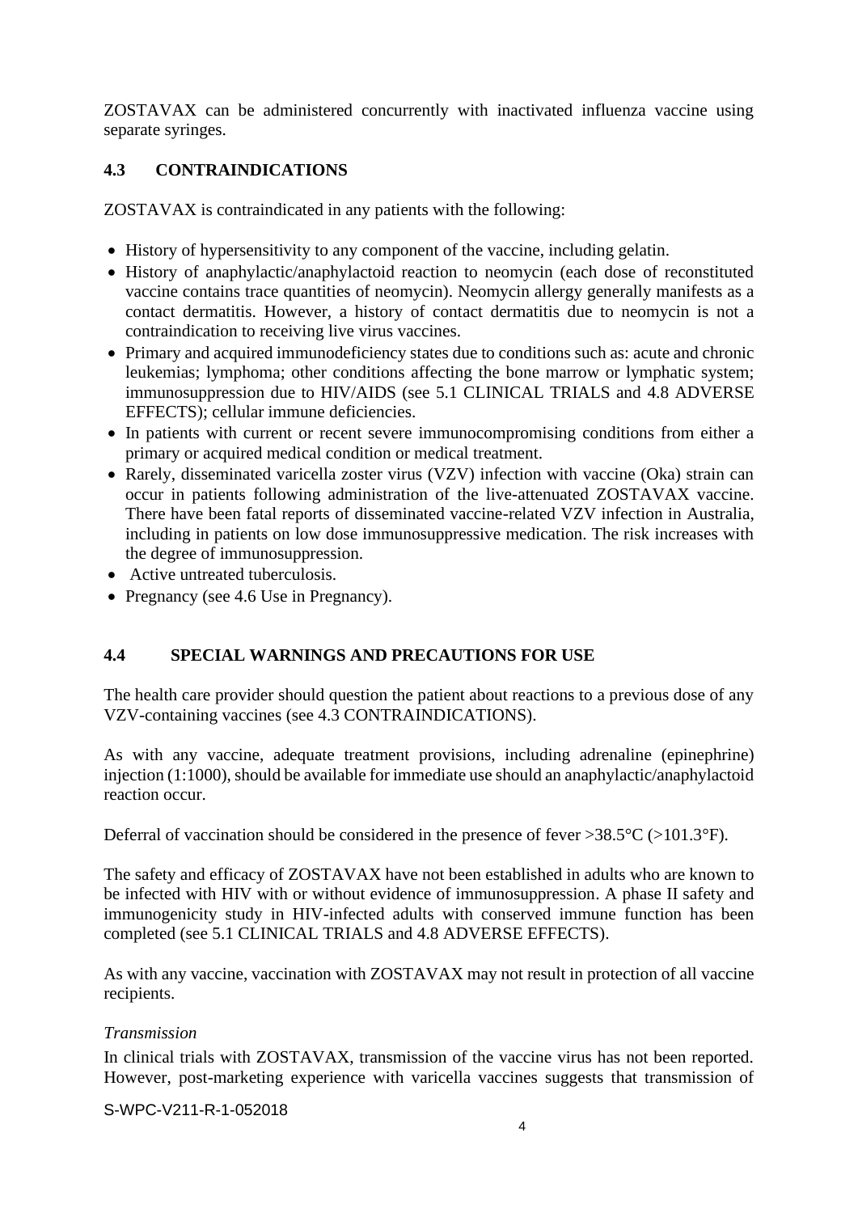ZOSTAVAX can be administered concurrently with inactivated influenza vaccine using separate syringes.

## 4.3 CONTRAINDICATIONS

ZOSTAVAX is contraindicated in any patients with the following:

- History of hypersensitivity to any component of the vaccine, including gelatin.
- History of anaphylactic/anaphylactoid reaction to neomycin (each dose of reconstituted vaccine contains trace quantities of neomycin). Neomycin allergy generally manifests as a contact dermatitis. However, a history of contact dermatitis due to neomycin is not a contraindication to receiving live virus vaccines.
- Primary and acquired immunodeficiency states due to conditions such as: acute and chronic leukemias; lymphoma; other conditions affecting the bone marrow or lymphatic system; immunosuppression due to HIV/AIDS (see 5.1 CLINICAL TRIALS and 4.8 ADVERSE EFFECTS); cellular immune deficiencies.
- In patients with current or recent severe immunocompromising conditions from either a primary or acquired medical condition or medical treatment.
- Rarely, disseminated varicella zoster virus (VZV) infection with vaccine (Oka) strain can occur in patients following administration of the live-attenuated ZOSTAVAX vaccine. There have been fatal reports of disseminated vaccine-related VZV infection in Australia, including in patients on low dose immunosuppressive medication. The risk increases with the degree of immunosuppression.
- Active untreated tuberculosis.
- Pregnancy (see 4.6 Use in Pregnancy).

## 4.4 SPECIAL WARNINGS AND PRECAUTIONS FOR USE

The health care provider should question the patient about reactions to a previous dose of any VZV-containing vaccines (see 4.3 CONTRAINDICATIONS).

As with any vaccine, adequate treatment provisions, including adrenaline (epinephrine) injection (1:1000), should be available for immediate use should an anaphylactic/anaphylactoid reaction occur.

Deferral of vaccination should be considered in the presence of fever >38.5°C (>101.3°F).

The safety and efficacy of ZOSTAVAX have not been established in adults who are known to be infected with HIV with or without evidence of immunosuppression. A phase II safety and immunogenicity study in HIV-infected adults with conserved immune function has been completed (see 5.1 CLINICAL TRIALS and 4.8 ADVERSE EFFECTS).

As with any vaccine, vaccination with ZOSTAVAX may not result in protection of all vaccine recipients.

*Transmission*

In clinical trials with ZOSTAVAX, transmission of the vaccine virus has not been reported. However, post-marketing experience with varicella vaccines suggests that transmission of

S-WPC-V211-R-1-052018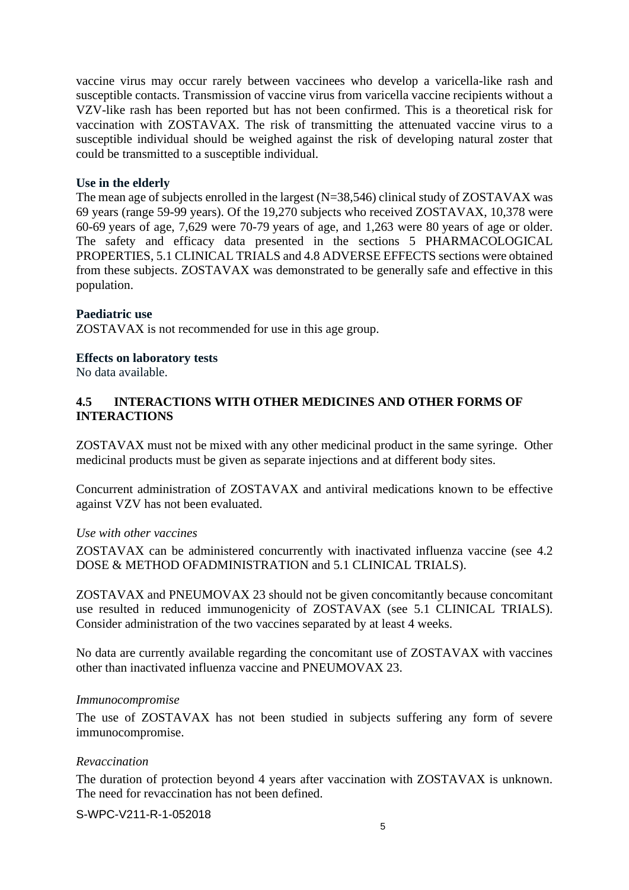vaccine virus may occur rarely between vaccinees who develop a varicella-like rash and susceptible contacts. Transmission of vaccine virus from varicella vaccine recipients without a VZV-like rash has been reported but has not been confirmed. This is a theoretical risk for vaccination with ZOSTAVAX. The risk of transmitting the attenuated vaccine virus to a susceptible individual should be weighed against the risk of developing natural zoster that could be transmitted to a susceptible individual.

**Use in the elderly**

The mean age of subjects enrolled in the largest (N=38,546) clinical study of ZOSTAVAX was 69 years (range 59-99 years). Of the 19,270 subjects who received ZOSTAVAX, 10,378 were 60-69 years of age, 7,629 were 70-79 years of age, and 1,263 were 80 years of age or older. The safety and efficacy data presented in the sections 5 PHARMACOLOGICAL PROPERTIES, 5.1 CLINICAL TRIALS and 4.8 ADVERSE EFFECTS sections were obtained from these subjects. ZOSTAVAX was demonstrated to be generally safe and effective in this population.

**Paediatric use**

ZOSTAVAX is not recommended for use in this age group.

**Effects on laboratory tests**

No data available.

## 4.5 INTERACTIONS WITH OTHER MEDICINES AND OTHER FORMS OF INTERACTIONS

ZOSTAVAX must not be mixed with any other medicinal product in the same syringe. Other medicinal products must be given as separate injections and at different body sites.

Concurrent administration of ZOSTAVAX and antiviral medications known to be effective against VZV has not been evaluated.

*Use with other vaccines*

ZOSTAVAX can be administered concurrently with inactivated influenza vaccine (see 4.2 DOSE & METHOD OFADMINISTRATION and 5.1 CLINICAL TRIALS).

ZOSTAVAX and PNEUMOVAX 23 should not be given concomitantly because concomitant use resulted in reduced immunogenicity of ZOSTAVAX (see 5.1 CLINICAL TRIALS). Consider administration of the two vaccines separated by at least 4 weeks.

No data are currently available regarding the concomitant use of ZOSTAVAX with vaccines other than inactivated influenza vaccine and PNEUMOVAX 23.

*Immunocompromise*

The use of ZOSTAVAX has not been studied in subjects suffering any form of severe immunocompromise.

*Revaccination*

The duration of protection beyond 4 years after vaccination with ZOSTAVAX is unknown. The need for revaccination has not been defined.

S-WPC-V211-R-1-052018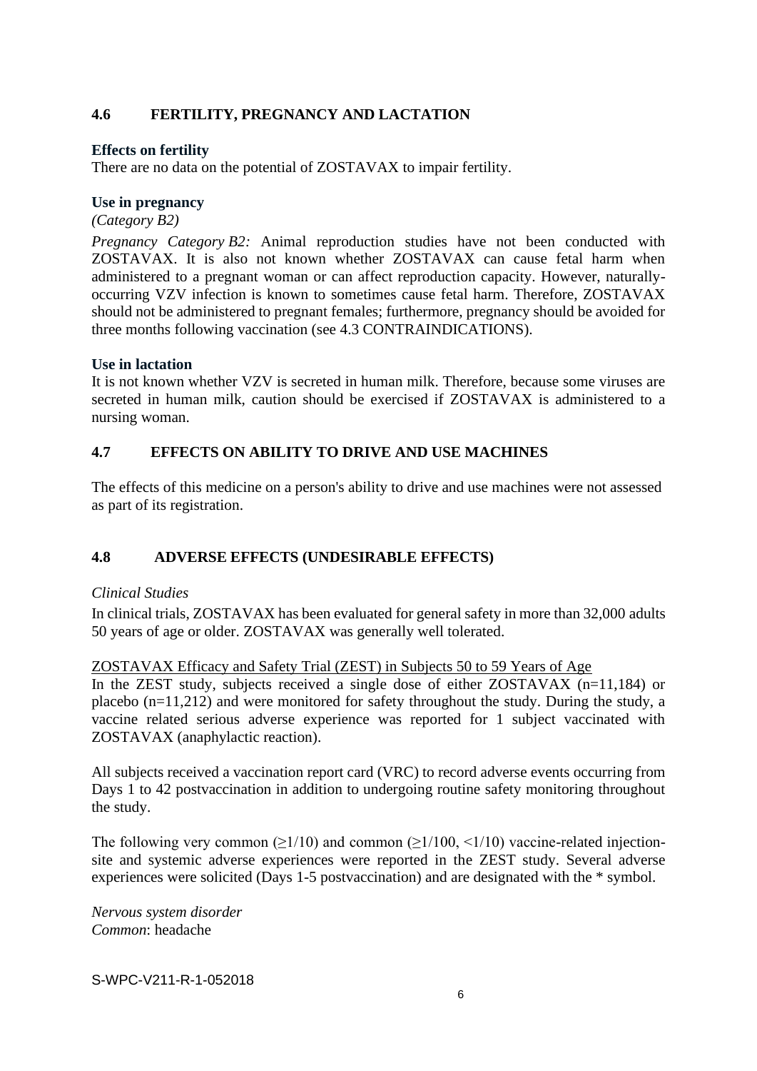## 4.6 FERTILITY, PREGNANCY AND LACTATION

**Effects on fertility**

There are no data on the potential of ZOSTAVAX to impair fertility.

**Use in pregnancy**

*(Category B2)*

*Pregnancy Category B2:* Animal reproduction studies have not been conducted with ZOSTAVAX. It is also not known whether ZOSTAVAX can cause fetal harm when administered to a pregnant woman or can affect reproduction capacity. However, naturally-occurring VZV infection is known to sometimes cause fetal harm. Therefore, ZOSTAVAX should not be administered to pregnant females; furthermore, pregnancy should be avoided for three months following vaccination (see 4.3 CONTRAINDICATIONS).

**Use in lactation**

It is not known whether VZV is secreted in human milk. Therefore, because some viruses are secreted in human milk, caution should be exercised if ZOSTAVAX is administered to a nursing woman.

## 4.7 EFFECTS ON ABILITY TO DRIVE AND USE MACHINES

The effects of this medicine on a person's ability to drive and use machines were not assessed as part of its registration.

## 4.8 ADVERSE EFFECTS (UNDESIRABLE EFFECTS)

*Clinical Studies*

In clinical trials, ZOSTAVAX has been evaluated for general safety in more than 32,000 adults 50 years of age or older. ZOSTAVAX was generally well tolerated.

<u>ZOSTAVAX Efficacy and Safety Trial (ZEST) in Subjects 50 to 59 Years of Age</u>

In the ZEST study, subjects received a single dose of either ZOSTAVAX (n=11,184) or placebo (n=11,212) and were monitored for safety throughout the study. During the study, a vaccine related serious adverse experience was reported for 1 subject vaccinated with ZOSTAVAX (anaphylactic reaction).

All subjects received a vaccination report card (VRC) to record adverse events occurring from Days 1 to 42 postvaccination in addition to undergoing routine safety monitoring throughout the study.

The following very common ($\geq$1/10) and common ($\geq$1/100, <1/10) vaccine-related injection-site and systemic adverse experiences were reported in the ZEST study. Several adverse experiences were solicited (Days 1-5 postvaccination) and are designated with the * symbol.

*Nervous system disorder*
*Common*: headache

S-WPC-V211-R-1-052018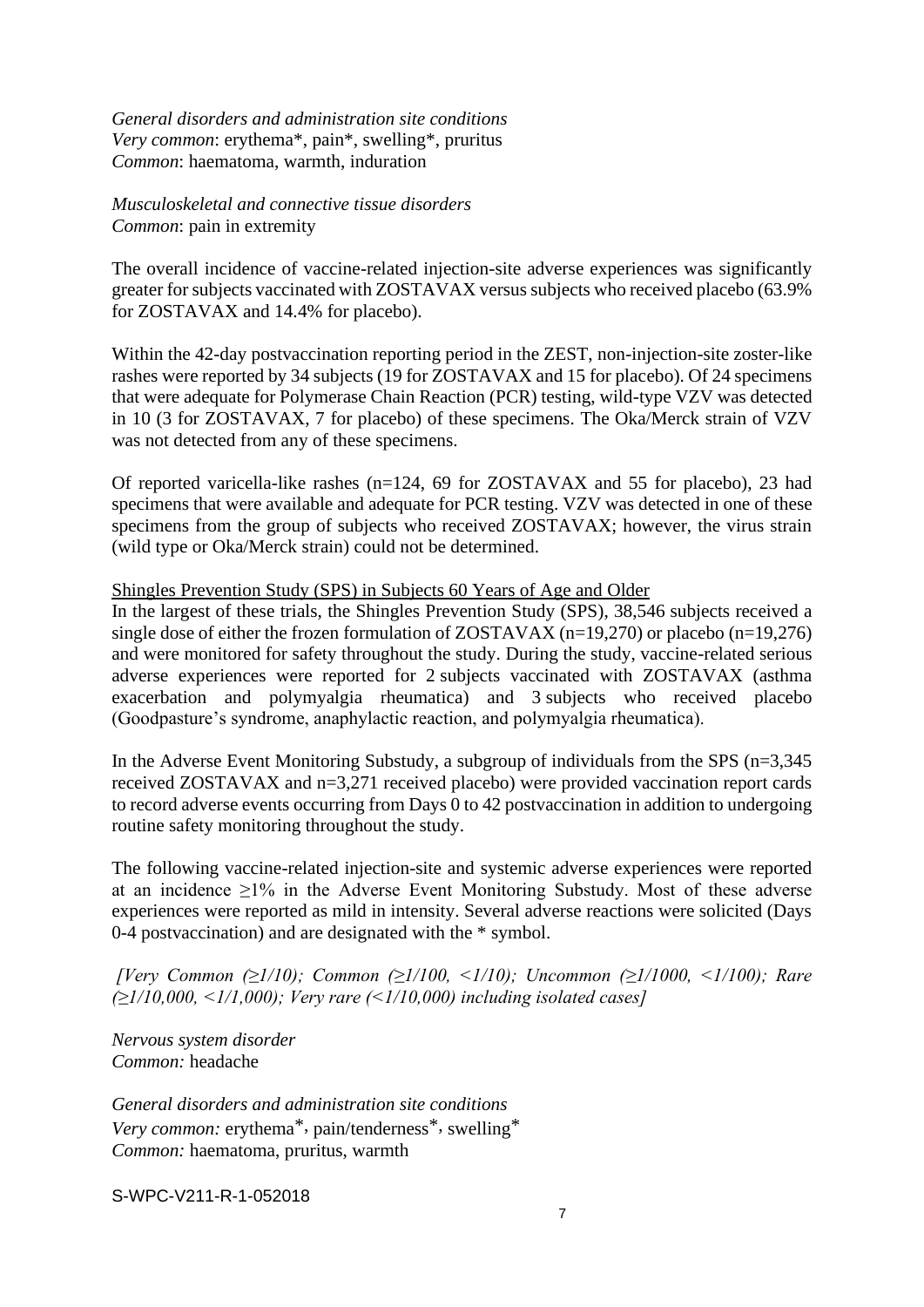*General disorders and administration site conditions*
*Very common*: erythema*, pain*, swelling*, pruritus
*Common*: haematoma, warmth, induration

*Musculoskeletal and connective tissue disorders*
*Common*: pain in extremity

The overall incidence of vaccine-related injection-site adverse experiences was significantly greater for subjects vaccinated with ZOSTAVAX versus subjects who received placebo (63.9% for ZOSTAVAX and 14.4% for placebo).

Within the 42-day postvaccination reporting period in the ZEST, non-injection-site zoster-like rashes were reported by 34 subjects (19 for ZOSTAVAX and 15 for placebo). Of 24 specimens that were adequate for Polymerase Chain Reaction (PCR) testing, wild-type VZV was detected in 10 (3 for ZOSTAVAX, 7 for placebo) of these specimens. The Oka/Merck strain of VZV was not detected from any of these specimens.

Of reported varicella-like rashes (n=124, 69 for ZOSTAVAX and 55 for placebo), 23 had specimens that were available and adequate for PCR testing. VZV was detected in one of these specimens from the group of subjects who received ZOSTAVAX; however, the virus strain (wild type or Oka/Merck strain) could not be determined.

Shingles Prevention Study (SPS) in Subjects 60 Years of Age and Older

In the largest of these trials, the Shingles Prevention Study (SPS), 38,546 subjects received a single dose of either the frozen formulation of ZOSTAVAX (n=19,270) or placebo (n=19,276) and were monitored for safety throughout the study. During the study, vaccine-related serious adverse experiences were reported for 2 subjects vaccinated with ZOSTAVAX (asthma exacerbation and polymyalgia rheumatica) and 3 subjects who received placebo (Goodpasture's syndrome, anaphylactic reaction, and polymyalgia rheumatica).

In the Adverse Event Monitoring Substudy, a subgroup of individuals from the SPS (n=3,345 received ZOSTAVAX and n=3,271 received placebo) were provided vaccination report cards to record adverse events occurring from Days 0 to 42 postvaccination in addition to undergoing routine safety monitoring throughout the study.

The following vaccine-related injection-site and systemic adverse experiences were reported at an incidence ≥1% in the Adverse Event Monitoring Substudy. Most of these adverse experiences were reported as mild in intensity. Several adverse reactions were solicited (Days 0-4 postvaccination) and are designated with the * symbol.

*[Very Common (≥1/10); Common (≥1/100, <1/10); Uncommon (≥1/1000, <1/100); Rare (≥1/10,000, <1/1,000); Very rare (<1/10,000) including isolated cases]*

*Nervous system disorder*
*Common:* headache

*General disorders and administration site conditions*
*Very common:* erythema*, pain/tenderness*, swelling*
*Common:* haematoma, pruritus, warmth

S-WPC-V211-R-1-052018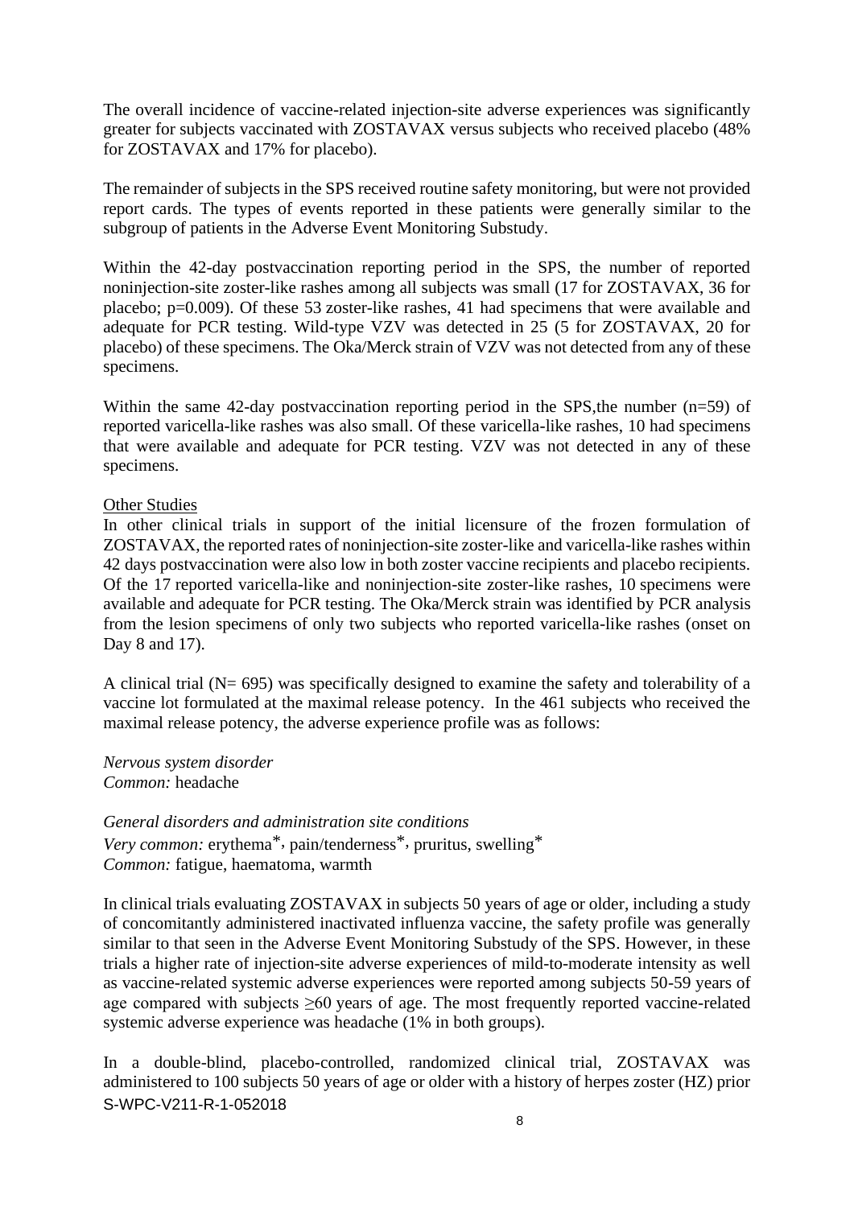The overall incidence of vaccine-related injection-site adverse experiences was significantly greater for subjects vaccinated with ZOSTAVAX versus subjects who received placebo (48% for ZOSTAVAX and 17% for placebo).

The remainder of subjects in the SPS received routine safety monitoring, but were not provided report cards. The types of events reported in these patients were generally similar to the subgroup of patients in the Adverse Event Monitoring Substudy.

Within the 42-day postvaccination reporting period in the SPS, the number of reported noninjection-site zoster-like rashes among all subjects was small (17 for ZOSTAVAX, 36 for placebo; p=0.009). Of these 53 zoster-like rashes, 41 had specimens that were available and adequate for PCR testing. Wild-type VZV was detected in 25 (5 for ZOSTAVAX, 20 for placebo) of these specimens. The Oka/Merck strain of VZV was not detected from any of these specimens.

Within the same 42-day postvaccination reporting period in the SPS,the number (n=59) of reported varicella-like rashes was also small. Of these varicella-like rashes, 10 had specimens that were available and adequate for PCR testing. VZV was not detected in any of these specimens.

Other Studies

In other clinical trials in support of the initial licensure of the frozen formulation of ZOSTAVAX, the reported rates of noninjection-site zoster-like and varicella-like rashes within 42 days postvaccination were also low in both zoster vaccine recipients and placebo recipients. Of the 17 reported varicella-like and noninjection-site zoster-like rashes, 10 specimens were available and adequate for PCR testing. The Oka/Merck strain was identified by PCR analysis from the lesion specimens of only two subjects who reported varicella-like rashes (onset on Day 8 and 17).

A clinical trial (N= 695) was specifically designed to examine the safety and tolerability of a vaccine lot formulated at the maximal release potency. In the 461 subjects who received the maximal release potency, the adverse experience profile was as follows:

*Nervous system disorder*
*Common:* headache

*General disorders and administration site conditions*
*Very common:* erythema*, pain/tenderness*, pruritus, swelling*
*Common:* fatigue, haematoma, warmth

In clinical trials evaluating ZOSTAVAX in subjects 50 years of age or older, including a study of concomitantly administered inactivated influenza vaccine, the safety profile was generally similar to that seen in the Adverse Event Monitoring Substudy of the SPS. However, in these trials a higher rate of injection-site adverse experiences of mild-to-moderate intensity as well as vaccine-related systemic adverse experiences were reported among subjects 50-59 years of age compared with subjects ≥60 years of age. The most frequently reported vaccine-related systemic adverse experience was headache (1% in both groups).

In a double-blind, placebo-controlled, randomized clinical trial, ZOSTAVAX was administered to 100 subjects 50 years of age or older with a history of herpes zoster (HZ) prior

S-WPC-V211-R-1-052018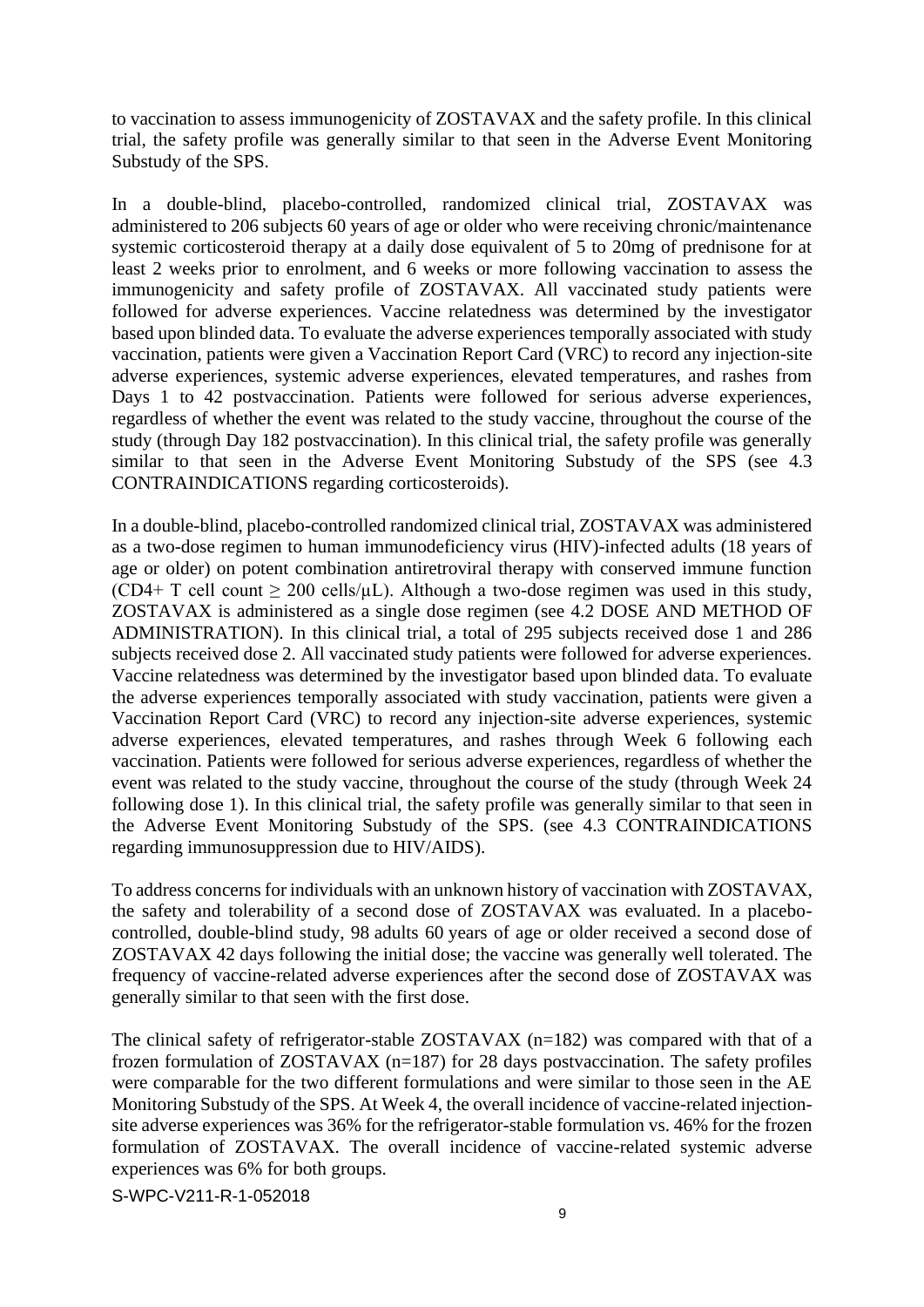to vaccination to assess immunogenicity of ZOSTAVAX and the safety profile. In this clinical trial, the safety profile was generally similar to that seen in the Adverse Event Monitoring Substudy of the SPS.

In a double-blind, placebo-controlled, randomized clinical trial, ZOSTAVAX was administered to 206 subjects 60 years of age or older who were receiving chronic/maintenance systemic corticosteroid therapy at a daily dose equivalent of 5 to 20mg of prednisone for at least 2 weeks prior to enrolment, and 6 weeks or more following vaccination to assess the immunogenicity and safety profile of ZOSTAVAX. All vaccinated study patients were followed for adverse experiences. Vaccine relatedness was determined by the investigator based upon blinded data. To evaluate the adverse experiences temporally associated with study vaccination, patients were given a Vaccination Report Card (VRC) to record any injection-site adverse experiences, systemic adverse experiences, elevated temperatures, and rashes from Days 1 to 42 postvaccination. Patients were followed for serious adverse experiences, regardless of whether the event was related to the study vaccine, throughout the course of the study (through Day 182 postvaccination). In this clinical trial, the safety profile was generally similar to that seen in the Adverse Event Monitoring Substudy of the SPS (see 4.3 CONTRAINDICATIONS regarding corticosteroids).

In a double-blind, placebo-controlled randomized clinical trial, ZOSTAVAX was administered as a two-dose regimen to human immunodeficiency virus (HIV)-infected adults (18 years of age or older) on potent combination antiretroviral therapy with conserved immune function (CD4+ T cell count $\geq$ 200 cells/µL). Although a two-dose regimen was used in this study, ZOSTAVAX is administered as a single dose regimen (see 4.2 DOSE AND METHOD OF ADMINISTRATION). In this clinical trial, a total of 295 subjects received dose 1 and 286 subjects received dose 2. All vaccinated study patients were followed for adverse experiences. Vaccine relatedness was determined by the investigator based upon blinded data. To evaluate the adverse experiences temporally associated with study vaccination, patients were given a Vaccination Report Card (VRC) to record any injection-site adverse experiences, systemic adverse experiences, elevated temperatures, and rashes through Week 6 following each vaccination. Patients were followed for serious adverse experiences, regardless of whether the event was related to the study vaccine, throughout the course of the study (through Week 24 following dose 1). In this clinical trial, the safety profile was generally similar to that seen in the Adverse Event Monitoring Substudy of the SPS. (see 4.3 CONTRAINDICATIONS regarding immunosuppression due to HIV/AIDS).

To address concerns for individuals with an unknown history of vaccination with ZOSTAVAX, the safety and tolerability of a second dose of ZOSTAVAX was evaluated. In a placebo-controlled, double-blind study, 98 adults 60 years of age or older received a second dose of ZOSTAVAX 42 days following the initial dose; the vaccine was generally well tolerated. The frequency of vaccine-related adverse experiences after the second dose of ZOSTAVAX was generally similar to that seen with the first dose.

The clinical safety of refrigerator-stable ZOSTAVAX (n=182) was compared with that of a frozen formulation of ZOSTAVAX (n=187) for 28 days postvaccination. The safety profiles were comparable for the two different formulations and were similar to those seen in the AE Monitoring Substudy of the SPS. At Week 4, the overall incidence of vaccine-related injection-site adverse experiences was 36% for the refrigerator-stable formulation vs. 46% for the frozen formulation of ZOSTAVAX. The overall incidence of vaccine-related systemic adverse experiences was 6% for both groups.

S-WPC-V211-R-1-052018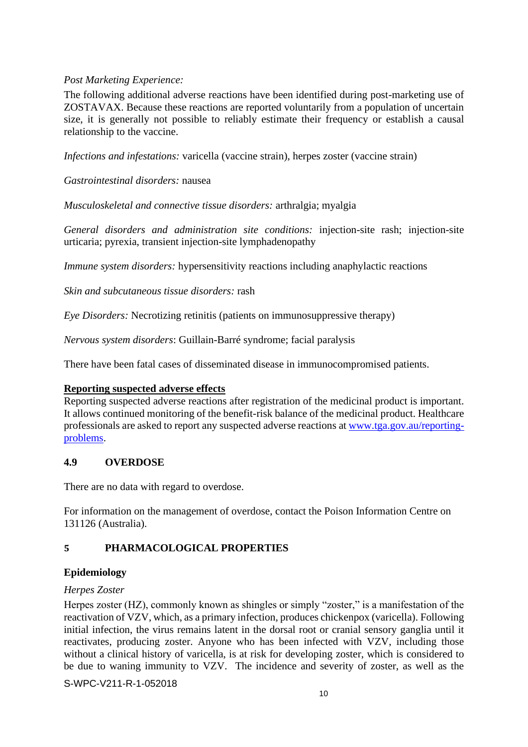*Post Marketing Experience:*

The following additional adverse reactions have been identified during post-marketing use of ZOSTAVAX. Because these reactions are reported voluntarily from a population of uncertain size, it is generally not possible to reliably estimate their frequency or establish a causal relationship to the vaccine.

*Infections and infestations:* varicella (vaccine strain), herpes zoster (vaccine strain)

*Gastrointestinal disorders:* nausea

*Musculoskeletal and connective tissue disorders:* arthralgia; myalgia

*General disorders and administration site conditions:* injection-site rash; injection-site urticaria; pyrexia, transient injection-site lymphadenopathy

*Immune system disorders:* hypersensitivity reactions including anaphylactic reactions

*Skin and subcutaneous tissue disorders:* rash

*Eye Disorders:* Necrotizing retinitis (patients on immunosuppressive therapy)

*Nervous system disorders*: Guillain-Barré syndrome; facial paralysis

There have been fatal cases of disseminated disease in immunocompromised patients.

**Reporting suspected adverse effects**

Reporting suspected adverse reactions after registration of the medicinal product is important. It allows continued monitoring of the benefit-risk balance of the medicinal product. Healthcare professionals are asked to report any suspected adverse reactions at [www.tga.gov.au/reporting-problems](www.tga.gov.au/reporting-problems).

## 4.9 OVERDOSE

There are no data with regard to overdose.

For information on the management of overdose, contact the Poison Information Centre on 131126 (Australia).

# 5 PHARMACOLOGICAL PROPERTIES

**Epidemiology**

*Herpes Zoster*

Herpes zoster (HZ), commonly known as shingles or simply "zoster," is a manifestation of the reactivation of VZV, which, as a primary infection, produces chickenpox (varicella). Following initial infection, the virus remains latent in the dorsal root or cranial sensory ganglia until it reactivates, producing zoster. Anyone who has been infected with VZV, including those without a clinical history of varicella, is at risk for developing zoster, which is considered to be due to waning immunity to VZV. The incidence and severity of zoster, as well as the

S-WPC-V211-R-1-052018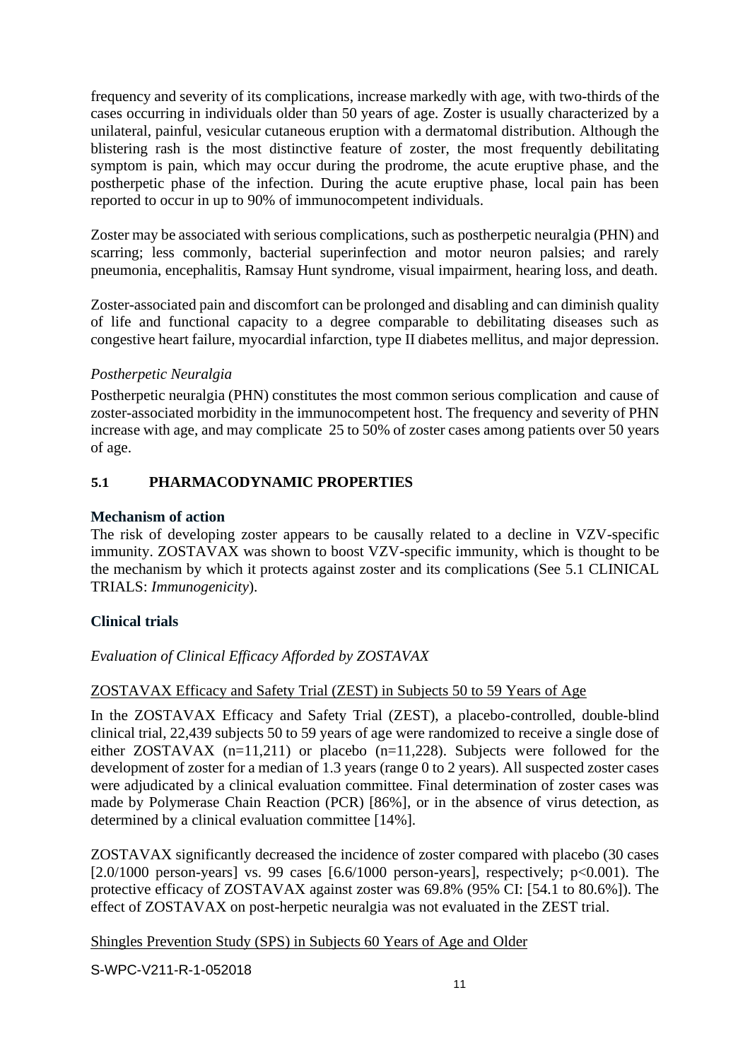frequency and severity of its complications, increase markedly with age, with two-thirds of the cases occurring in individuals older than 50 years of age. Zoster is usually characterized by a unilateral, painful, vesicular cutaneous eruption with a dermatomal distribution. Although the blistering rash is the most distinctive feature of zoster, the most frequently debilitating symptom is pain, which may occur during the prodrome, the acute eruptive phase, and the postherpetic phase of the infection. During the acute eruptive phase, local pain has been reported to occur in up to 90% of immunocompetent individuals.

Zoster may be associated with serious complications, such as postherpetic neuralgia (PHN) and scarring; less commonly, bacterial superinfection and motor neuron palsies; and rarely pneumonia, encephalitis, Ramsay Hunt syndrome, visual impairment, hearing loss, and death.

Zoster-associated pain and discomfort can be prolonged and disabling and can diminish quality of life and functional capacity to a degree comparable to debilitating diseases such as congestive heart failure, myocardial infarction, type II diabetes mellitus, and major depression.

*Postherpetic Neuralgia*

Postherpetic neuralgia (PHN) constitutes the most common serious complication and cause of zoster-associated morbidity in the immunocompetent host. The frequency and severity of PHN increase with age, and may complicate 25 to 50% of zoster cases among patients over 50 years of age.

## 5.1 PHARMACODYNAMIC PROPERTIES

**Mechanism of action**

The risk of developing zoster appears to be causally related to a decline in VZV-specific immunity. ZOSTAVAX was shown to boost VZV-specific immunity, which is thought to be the mechanism by which it protects against zoster and its complications (See 5.1 CLINICAL TRIALS: *Immunogenicity*).

**Clinical trials**

*Evaluation of Clinical Efficacy Afforded by ZOSTAVAX*

ZOSTAVAX Efficacy and Safety Trial (ZEST) in Subjects 50 to 59 Years of Age

In the ZOSTAVAX Efficacy and Safety Trial (ZEST), a placebo-controlled, double-blind clinical trial, 22,439 subjects 50 to 59 years of age were randomized to receive a single dose of either ZOSTAVAX (n=11,211) or placebo (n=11,228). Subjects were followed for the development of zoster for a median of 1.3 years (range 0 to 2 years). All suspected zoster cases were adjudicated by a clinical evaluation committee. Final determination of zoster cases was made by Polymerase Chain Reaction (PCR) [86%], or in the absence of virus detection, as determined by a clinical evaluation committee [14%].

ZOSTAVAX significantly decreased the incidence of zoster compared with placebo (30 cases [2.0/1000 person-years] vs. 99 cases [6.6/1000 person-years], respectively; $p<0.001$). The protective efficacy of ZOSTAVAX against zoster was 69.8% (95% CI: [54.1 to 80.6%]). The effect of ZOSTAVAX on post-herpetic neuralgia was not evaluated in the ZEST trial.

Shingles Prevention Study (SPS) in Subjects 60 Years of Age and Older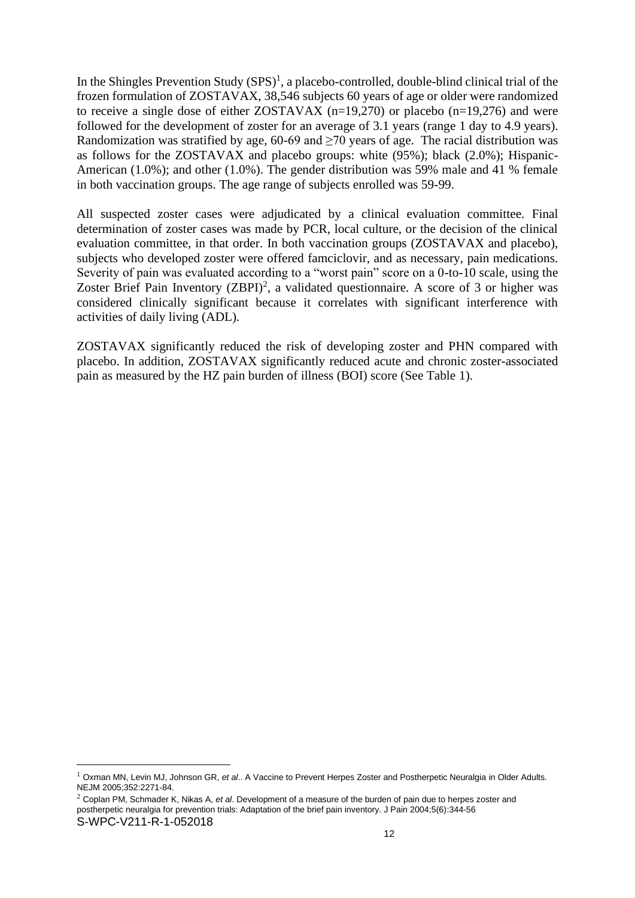In the Shingles Prevention Study (SPS)[1], a placebo-controlled, double-blind clinical trial of the frozen formulation of ZOSTAVAX, 38,546 subjects 60 years of age or older were randomized to receive a single dose of either ZOSTAVAX (n=19,270) or placebo (n=19,276) and were followed for the development of zoster for an average of 3.1 years (range 1 day to 4.9 years). Randomization was stratified by age, 60-69 and ≥70 years of age. The racial distribution was as follows for the ZOSTAVAX and placebo groups: white (95%); black (2.0%); Hispanic-American (1.0%); and other (1.0%). The gender distribution was 59% male and 41 % female in both vaccination groups. The age range of subjects enrolled was 59-99.

All suspected zoster cases were adjudicated by a clinical evaluation committee. Final determination of zoster cases was made by PCR, local culture, or the decision of the clinical evaluation committee, in that order. In both vaccination groups (ZOSTAVAX and placebo), subjects who developed zoster were offered famciclovir, and as necessary, pain medications. Severity of pain was evaluated according to a "worst pain" score on a 0-to-10 scale, using the Zoster Brief Pain Inventory (ZBPI)[2], a validated questionnaire. A score of 3 or higher was considered clinically significant because it correlates with significant interference with activities of daily living (ADL).

ZOSTAVAX significantly reduced the risk of developing zoster and PHN compared with placebo. In addition, ZOSTAVAX significantly reduced acute and chronic zoster-associated pain as measured by the HZ pain burden of illness (BOI) score (See Table 1).

---

[1] Oxman MN, Levin MJ, Johnson GR, *et al*.. A Vaccine to Prevent Herpes Zoster and Postherpetic Neuralgia in Older Adults. NEJM 2005;352:2271-84.

[2] Coplan PM, Schmader K, Nikas A, *et al*. Development of a measure of the burden of pain due to herpes zoster and postherpetic neuralgia for prevention trials: Adaptation of the brief pain inventory. J Pain 2004;5(6):344-56

S-WPC-V211-R-1-052018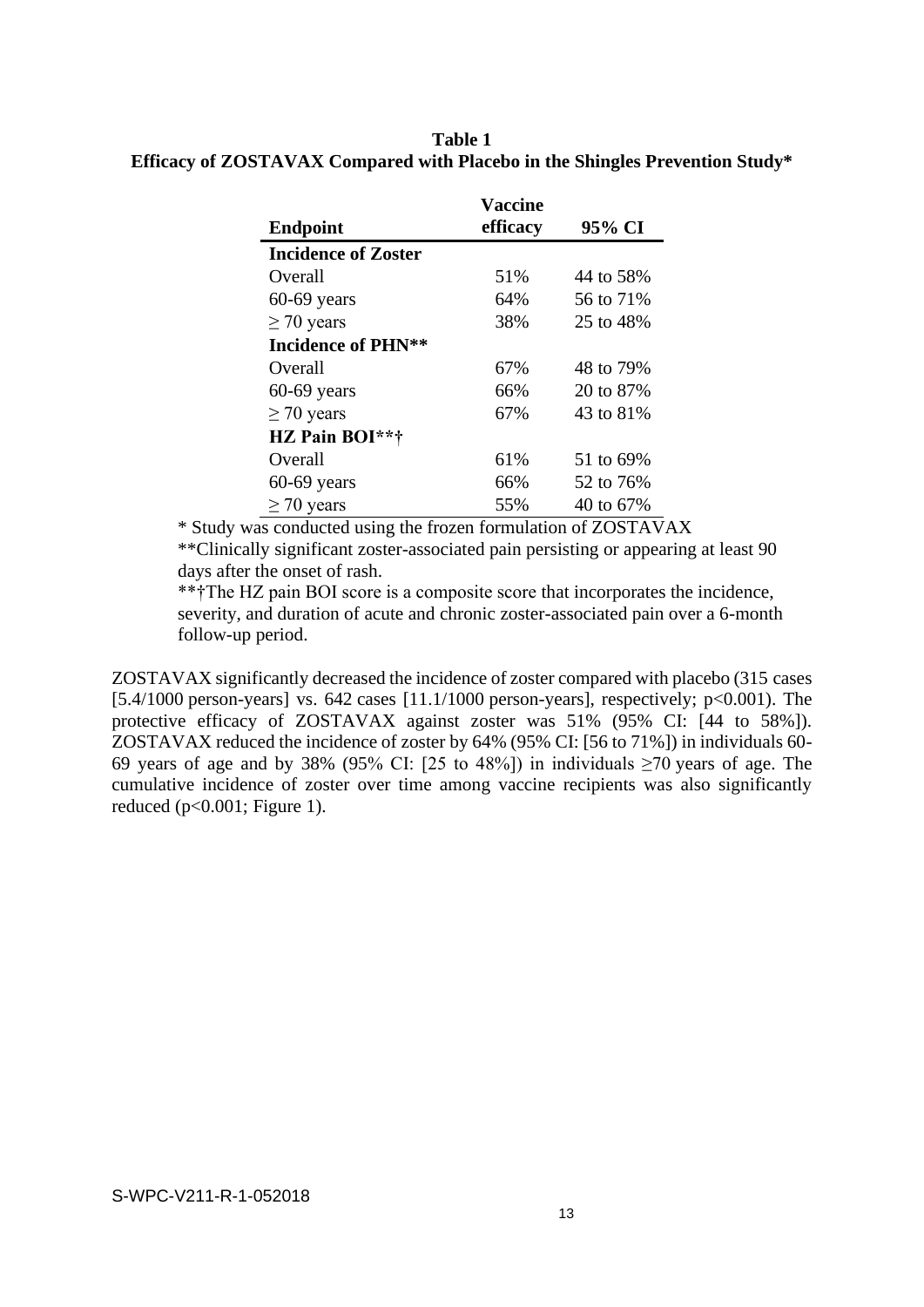**Table 1**
**Efficacy of ZOSTAVAX Compared with Placebo in the Shingles Prevention Study***

| Endpoint | Vaccine efficacy | 95% CI |
|---|---|---|
| **Incidence of Zoster** | | |
| Overall | 51% | 44 to 58% |
| 60-69 years | 64% | 56 to 71% |
| ≥ 70 years | 38% | 25 to 48% |
| **Incidence of PHN**** | | |
| Overall | 67% | 48 to 79% |
| 60-69 years | 66% | 20 to 87% |
| ≥ 70 years | 67% | 43 to 81% |
| **HZ Pain BOI***†** | | |
| Overall | 61% | 51 to 69% |
| 60-69 years | 66% | 52 to 76% |
| ≥ 70 years | 55% | 40 to 67% |

\* Study was conducted using the frozen formulation of ZOSTAVAX

**Clinically significant zoster-associated pain persisting or appearing at least 90 days after the onset of rash.

***†The HZ pain BOI score is a composite score that incorporates the incidence, severity, and duration of acute and chronic zoster-associated pain over a 6-month follow-up period.

ZOSTAVAX significantly decreased the incidence of zoster compared with placebo (315 cases [5.4/1000 person-years] vs. 642 cases [11.1/1000 person-years], respectively; $p<0.001$). The protective efficacy of ZOSTAVAX against zoster was 51% (95% CI: [44 to 58%]). ZOSTAVAX reduced the incidence of zoster by 64% (95% CI: [56 to 71%]) in individuals 60-69 years of age and by 38% (95% CI: [25 to 48%]) in individuals ≥70 years of age. The cumulative incidence of zoster over time among vaccine recipients was also significantly reduced ($p<0.001$; Figure 1).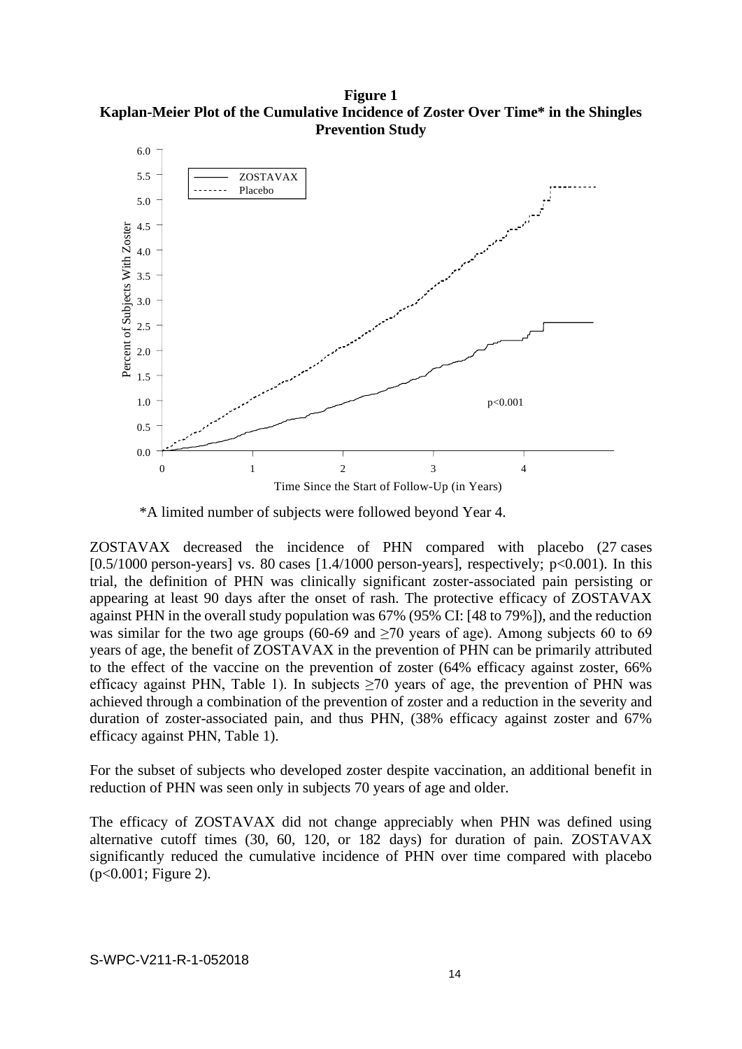**Figure 1**
**Kaplan-Meier Plot of the Cumulative Incidence of Zoster Over Time* in the Shingles Prevention Study**

*A limited number of subjects were followed beyond Year 4.

ZOSTAVAX decreased the incidence of PHN compared with placebo (27 cases [0.5/1000 person-years] vs. 80 cases [1.4/1000 person-years], respectively; $p<0.001$). In this trial, the definition of PHN was clinically significant zoster-associated pain persisting or appearing at least 90 days after the onset of rash. The protective efficacy of ZOSTAVAX against PHN in the overall study population was 67% (95% CI: [48 to 79%]), and the reduction was similar for the two age groups (60-69 and ≥70 years of age). Among subjects 60 to 69 years of age, the benefit of ZOSTAVAX in the prevention of PHN can be primarily attributed to the effect of the vaccine on the prevention of zoster (64% efficacy against zoster, 66% efficacy against PHN, Table 1). In subjects ≥70 years of age, the prevention of PHN was achieved through a combination of the prevention of zoster and a reduction in the severity and duration of zoster-associated pain, and thus PHN, (38% efficacy against zoster and 67% efficacy against PHN, Table 1).

For the subset of subjects who developed zoster despite vaccination, an additional benefit in reduction of PHN was seen only in subjects 70 years of age and older.

The efficacy of ZOSTAVAX did not change appreciably when PHN was defined using alternative cutoff times (30, 60, 120, or 182 days) for duration of pain. ZOSTAVAX significantly reduced the cumulative incidence of PHN over time compared with placebo ($p<0.001$; Figure 2).

S-WPC-V211-R-1-052018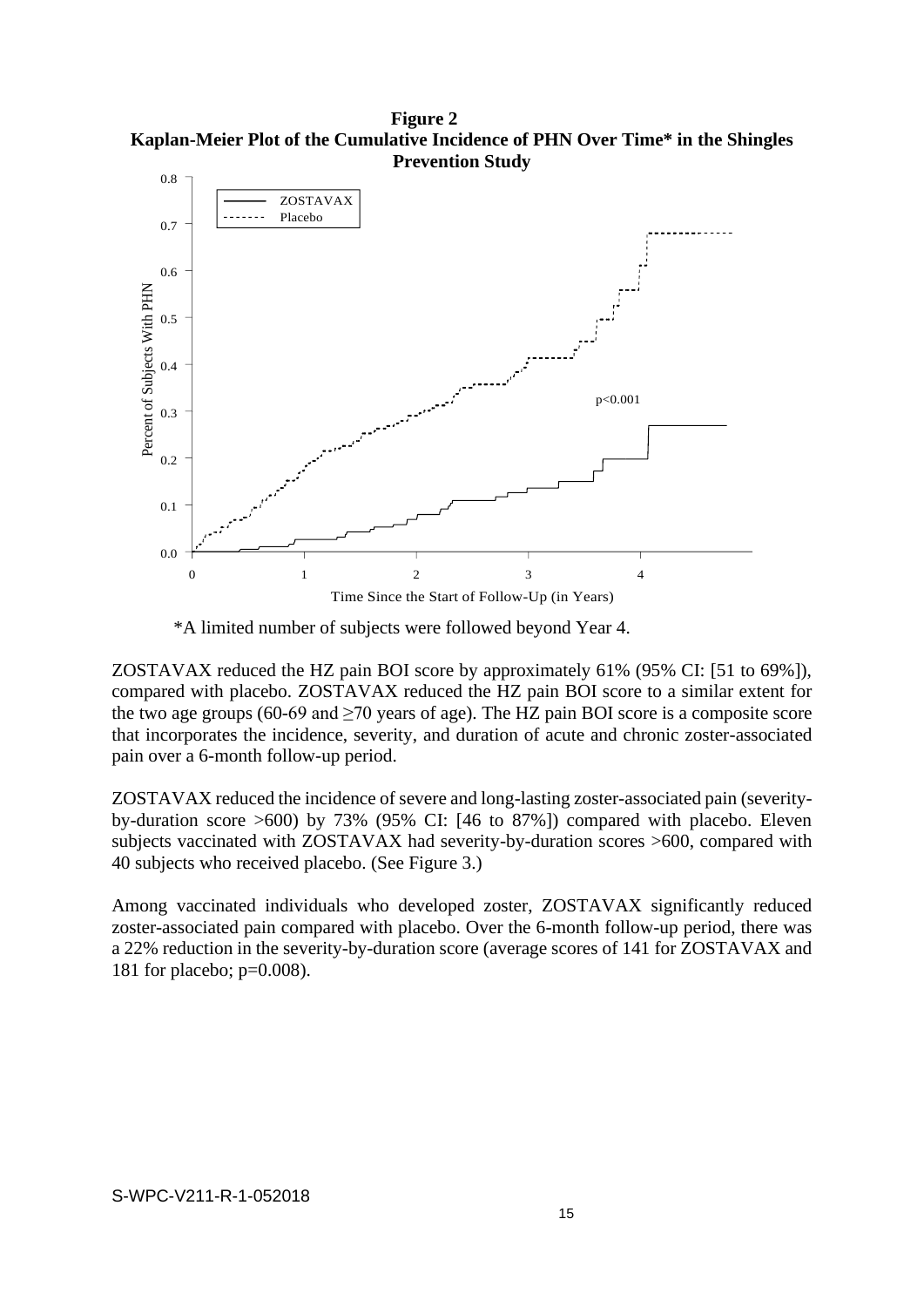**Figure 2**
**Kaplan-Meier Plot of the Cumulative Incidence of PHN Over Time* in the Shingles Prevention Study**

*A limited number of subjects were followed beyond Year 4.

ZOSTAVAX reduced the HZ pain BOI score by approximately 61% (95% CI: [51 to 69%]), compared with placebo. ZOSTAVAX reduced the HZ pain BOI score to a similar extent for the two age groups (60-69 and ≥70 years of age). The HZ pain BOI score is a composite score that incorporates the incidence, severity, and duration of acute and chronic zoster-associated pain over a 6-month follow-up period.

ZOSTAVAX reduced the incidence of severe and long-lasting zoster-associated pain (severity-by-duration score >600) by 73% (95% CI: [46 to 87%]) compared with placebo. Eleven subjects vaccinated with ZOSTAVAX had severity-by-duration scores >600, compared with 40 subjects who received placebo. (See Figure 3.)

Among vaccinated individuals who developed zoster, ZOSTAVAX significantly reduced zoster-associated pain compared with placebo. Over the 6-month follow-up period, there was a 22% reduction in the severity-by-duration score (average scores of 141 for ZOSTAVAX and 181 for placebo; p=0.008).

S-WPC-V211-R-1-052018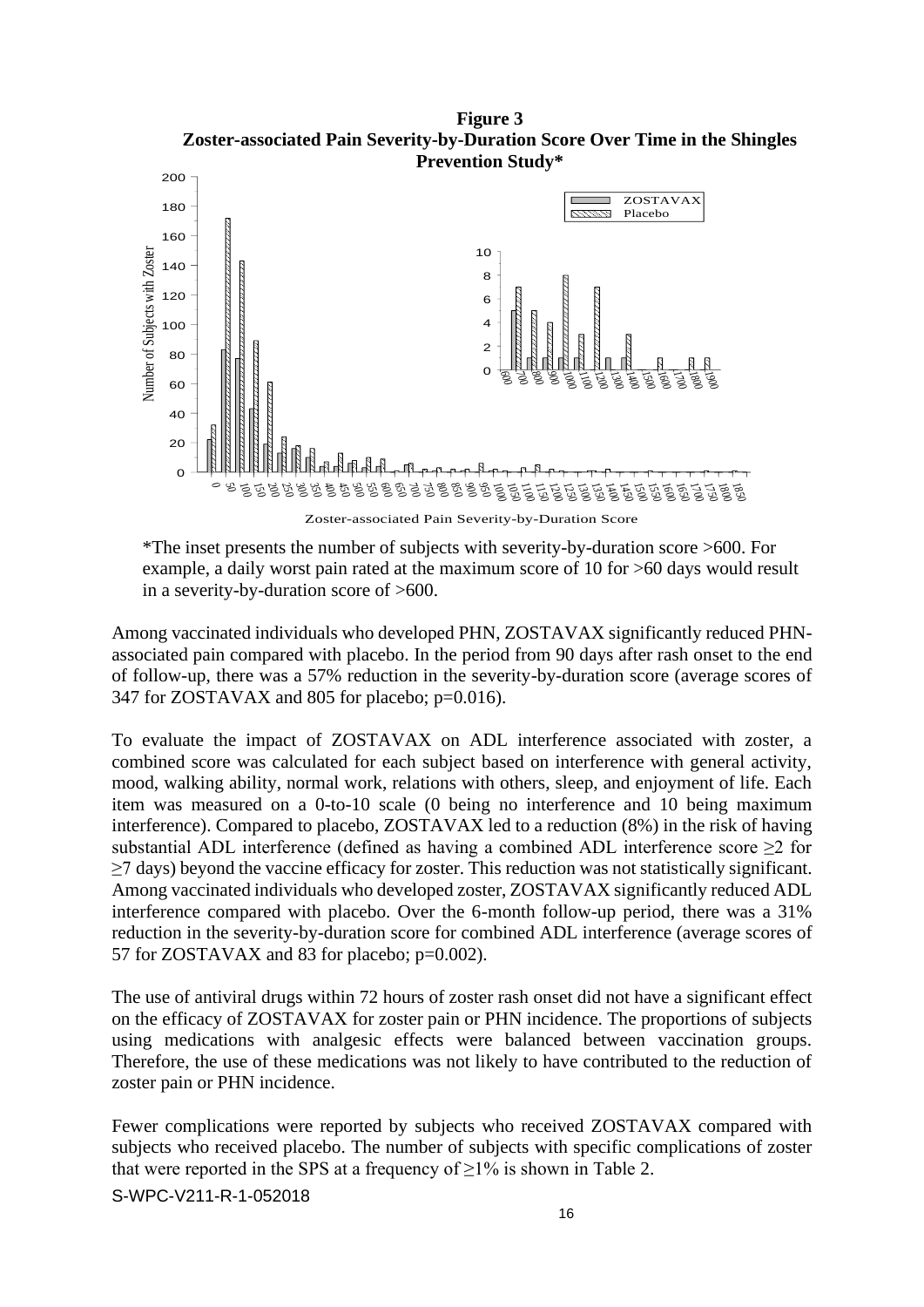**Figure 3**
**Zoster-associated Pain Severity-by-Duration Score Over Time in the Shingles Prevention Study***

*The inset presents the number of subjects with severity-by-duration score >600. For example, a daily worst pain rated at the maximum score of 10 for >60 days would result in a severity-by-duration score of >600.

Among vaccinated individuals who developed PHN, ZOSTAVAX significantly reduced PHN-associated pain compared with placebo. In the period from 90 days after rash onset to the end of follow-up, there was a 57% reduction in the severity-by-duration score (average scores of 347 for ZOSTAVAX and 805 for placebo; p=0.016).

To evaluate the impact of ZOSTAVAX on ADL interference associated with zoster, a combined score was calculated for each subject based on interference with general activity, mood, walking ability, normal work, relations with others, sleep, and enjoyment of life. Each item was measured on a 0-to-10 scale (0 being no interference and 10 being maximum interference). Compared to placebo, ZOSTAVAX led to a reduction (8%) in the risk of having substantial ADL interference (defined as having a combined ADL interference score ≥2 for ≥7 days) beyond the vaccine efficacy for zoster. This reduction was not statistically significant. Among vaccinated individuals who developed zoster, ZOSTAVAX significantly reduced ADL interference compared with placebo. Over the 6-month follow-up period, there was a 31% reduction in the severity-by-duration score for combined ADL interference (average scores of 57 for ZOSTAVAX and 83 for placebo; p=0.002).

The use of antiviral drugs within 72 hours of zoster rash onset did not have a significant effect on the efficacy of ZOSTAVAX for zoster pain or PHN incidence. The proportions of subjects using medications with analgesic effects were balanced between vaccination groups. Therefore, the use of these medications was not likely to have contributed to the reduction of zoster pain or PHN incidence.

Fewer complications were reported by subjects who received ZOSTAVAX compared with subjects who received placebo. The number of subjects with specific complications of zoster that were reported in the SPS at a frequency of ≥1% is shown in Table 2.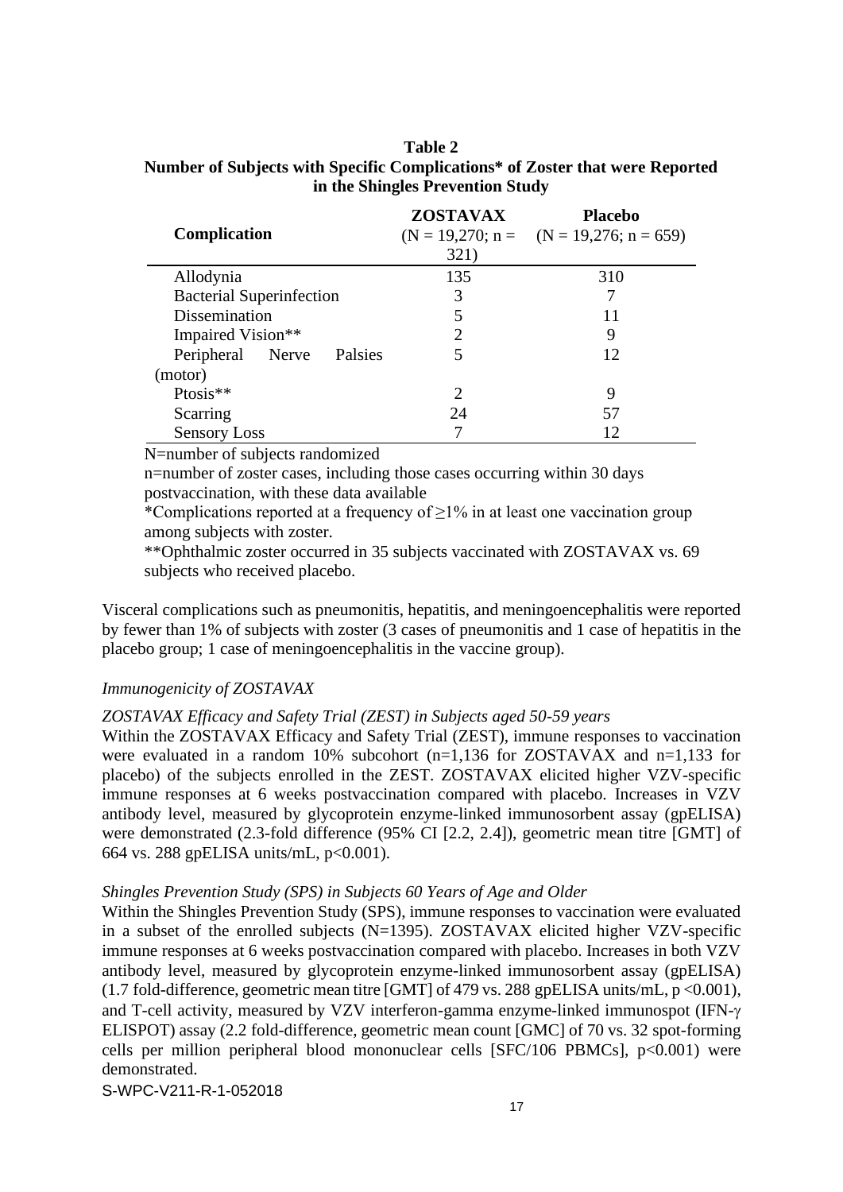**Table 2**
**Number of Subjects with Specific Complications* of Zoster that were Reported in the Shingles Prevention Study**

| Complication | ZOSTAVAX (N = 19,270; n = 321) | Placebo (N = 19,276; n = 659) |
|---|---|---|
| Allodynia | 135 | 310 |
| Bacterial Superinfection | 3 | 7 |
| Dissemination | 5 | 11 |
| Impaired Vision** | 2 | 9 |
| Peripheral Nerve Palsies (motor) | 5 | 12 |
| Ptosis** | 2 | 9 |
| Scarring | 24 | 57 |
| Sensory Loss | 7 | 12 |

N=number of subjects randomized

n=number of zoster cases, including those cases occurring within 30 days postvaccination, with these data available

*Complications reported at a frequency of ≥1% in at least one vaccination group among subjects with zoster.

**Ophthalmic zoster occurred in 35 subjects vaccinated with ZOSTAVAX vs. 69 subjects who received placebo.

Visceral complications such as pneumonitis, hepatitis, and meningoencephalitis were reported by fewer than 1% of subjects with zoster (3 cases of pneumonitis and 1 case of hepatitis in the placebo group; 1 case of meningoencephalitis in the vaccine group).

*Immunogenicity of ZOSTAVAX*

*ZOSTAVAX Efficacy and Safety Trial (ZEST) in Subjects aged 50-59 years*

Within the ZOSTAVAX Efficacy and Safety Trial (ZEST), immune responses to vaccination were evaluated in a random 10% subcohort (n=1,136 for ZOSTAVAX and n=1,133 for placebo) of the subjects enrolled in the ZEST. ZOSTAVAX elicited higher VZV-specific immune responses at 6 weeks postvaccination compared with placebo. Increases in VZV antibody level, measured by glycoprotein enzyme-linked immunosorbent assay (gpELISA) were demonstrated (2.3-fold difference (95% CI [2.2, 2.4]), geometric mean titre [GMT] of 664 vs. 288 gpELISA units/mL, $p<0.001$).

*Shingles Prevention Study (SPS) in Subjects 60 Years of Age and Older*

Within the Shingles Prevention Study (SPS), immune responses to vaccination were evaluated in a subset of the enrolled subjects (N=1395). ZOSTAVAX elicited higher VZV-specific immune responses at 6 weeks postvaccination compared with placebo. Increases in both VZV antibody level, measured by glycoprotein enzyme-linked immunosorbent assay (gpELISA) (1.7 fold-difference, geometric mean titre [GMT] of 479 vs. 288 gpELISA units/mL, $p <0.001$), and T-cell activity, measured by VZV interferon-gamma enzyme-linked immunospot (IFN-γ ELISPOT) assay (2.2 fold-difference, geometric mean count [GMC] of 70 vs. 32 spot-forming cells per million peripheral blood mononuclear cells [SFC/$10^6$ PBMCs], $p<0.001$) were demonstrated.

S-WPC-V211-R-1-052018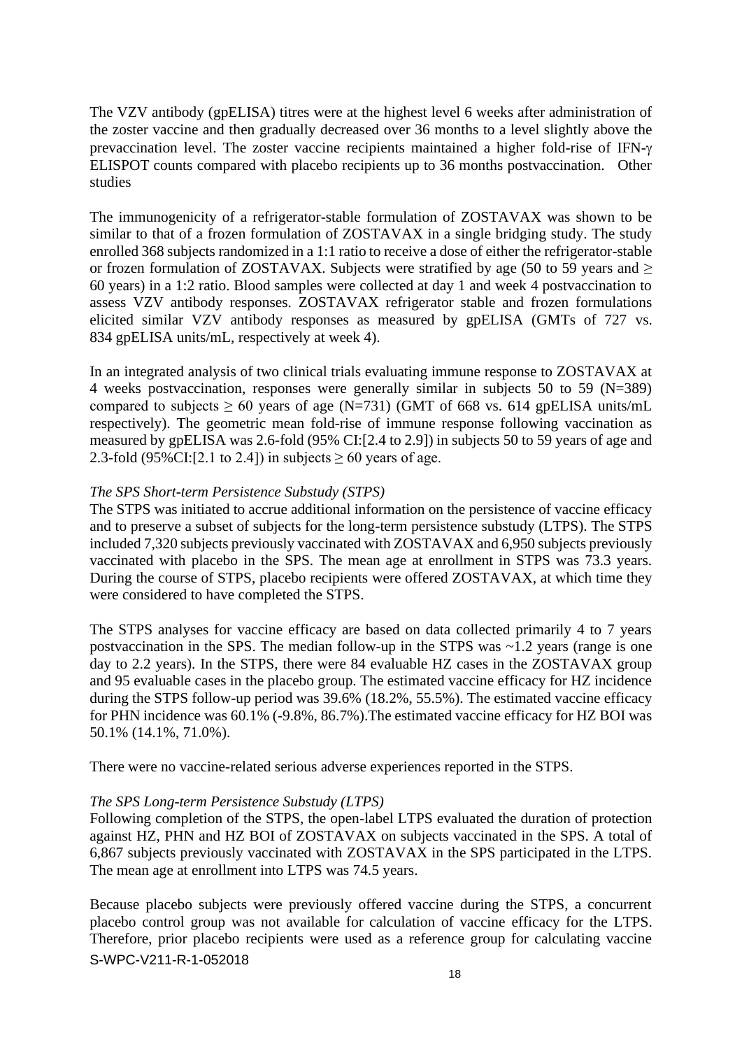The VZV antibody (gpELISA) titres were at the highest level 6 weeks after administration of the zoster vaccine and then gradually decreased over 36 months to a level slightly above the prevaccination level. The zoster vaccine recipients maintained a higher fold-rise of IFN-γ ELISPOT counts compared with placebo recipients up to 36 months postvaccination. Other studies

The immunogenicity of a refrigerator-stable formulation of ZOSTAVAX was shown to be similar to that of a frozen formulation of ZOSTAVAX in a single bridging study. The study enrolled 368 subjects randomized in a 1:1 ratio to receive a dose of either the refrigerator-stable or frozen formulation of ZOSTAVAX. Subjects were stratified by age (50 to 59 years and ≥ 60 years) in a 1:2 ratio. Blood samples were collected at day 1 and week 4 postvaccination to assess VZV antibody responses. ZOSTAVAX refrigerator stable and frozen formulations elicited similar VZV antibody responses as measured by gpELISA (GMTs of 727 vs. 834 gpELISA units/mL, respectively at week 4).

In an integrated analysis of two clinical trials evaluating immune response to ZOSTAVAX at 4 weeks postvaccination, responses were generally similar in subjects 50 to 59 (N=389) compared to subjects ≥ 60 years of age (N=731) (GMT of 668 vs. 614 gpELISA units/mL respectively). The geometric mean fold-rise of immune response following vaccination as measured by gpELISA was 2.6-fold (95% CI:[2.4 to 2.9]) in subjects 50 to 59 years of age and 2.3-fold (95%CI:[2.1 to 2.4]) in subjects ≥ 60 years of age.

*The SPS Short-term Persistence Substudy (STPS)*

The STPS was initiated to accrue additional information on the persistence of vaccine efficacy and to preserve a subset of subjects for the long-term persistence substudy (LTPS). The STPS included 7,320 subjects previously vaccinated with ZOSTAVAX and 6,950 subjects previously vaccinated with placebo in the SPS. The mean age at enrollment in STPS was 73.3 years. During the course of STPS, placebo recipients were offered ZOSTAVAX, at which time they were considered to have completed the STPS.

The STPS analyses for vaccine efficacy are based on data collected primarily 4 to 7 years postvaccination in the SPS. The median follow-up in the STPS was ~1.2 years (range is one day to 2.2 years). In the STPS, there were 84 evaluable HZ cases in the ZOSTAVAX group and 95 evaluable cases in the placebo group. The estimated vaccine efficacy for HZ incidence during the STPS follow-up period was 39.6% (18.2%, 55.5%). The estimated vaccine efficacy for PHN incidence was 60.1% (-9.8%, 86.7%).The estimated vaccine efficacy for HZ BOI was 50.1% (14.1%, 71.0%).

There were no vaccine-related serious adverse experiences reported in the STPS.

*The SPS Long-term Persistence Substudy (LTPS)*

Following completion of the STPS, the open-label LTPS evaluated the duration of protection against HZ, PHN and HZ BOI of ZOSTAVAX on subjects vaccinated in the SPS. A total of 6,867 subjects previously vaccinated with ZOSTAVAX in the SPS participated in the LTPS. The mean age at enrollment into LTPS was 74.5 years.

Because placebo subjects were previously offered vaccine during the STPS, a concurrent placebo control group was not available for calculation of vaccine efficacy for the LTPS. Therefore, prior placebo recipients were used as a reference group for calculating vaccine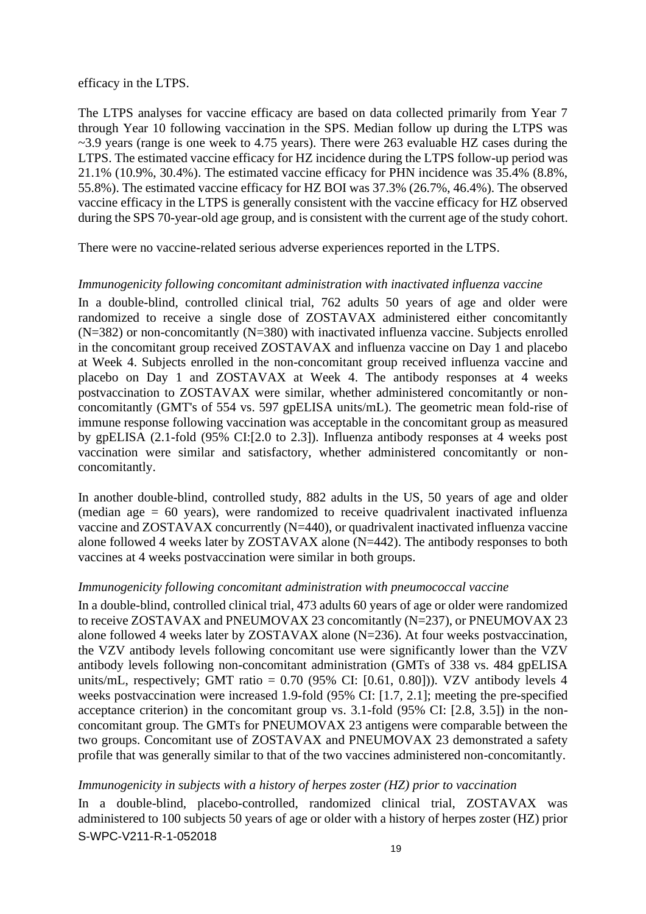efficacy in the LTPS.

The LTPS analyses for vaccine efficacy are based on data collected primarily from Year 7 through Year 10 following vaccination in the SPS. Median follow up during the LTPS was ~3.9 years (range is one week to 4.75 years). There were 263 evaluable HZ cases during the LTPS. The estimated vaccine efficacy for HZ incidence during the LTPS follow-up period was 21.1% (10.9%, 30.4%). The estimated vaccine efficacy for PHN incidence was 35.4% (8.8%, 55.8%). The estimated vaccine efficacy for HZ BOI was 37.3% (26.7%, 46.4%). The observed vaccine efficacy in the LTPS is generally consistent with the vaccine efficacy for HZ observed during the SPS 70-year-old age group, and is consistent with the current age of the study cohort.

There were no vaccine-related serious adverse experiences reported in the LTPS.

*Immunogenicity following concomitant administration with inactivated influenza vaccine*

In a double-blind, controlled clinical trial, 762 adults 50 years of age and older were randomized to receive a single dose of ZOSTAVAX administered either concomitantly (N=382) or non-concomitantly (N=380) with inactivated influenza vaccine. Subjects enrolled in the concomitant group received ZOSTAVAX and influenza vaccine on Day 1 and placebo at Week 4. Subjects enrolled in the non-concomitant group received influenza vaccine and placebo on Day 1 and ZOSTAVAX at Week 4. The antibody responses at 4 weeks postvaccination to ZOSTAVAX were similar, whether administered concomitantly or non-concomitantly (GMT's of 554 vs. 597 gpELISA units/mL). The geometric mean fold-rise of immune response following vaccination was acceptable in the concomitant group as measured by gpELISA (2.1-fold (95% CI:[2.0 to 2.3]). Influenza antibody responses at 4 weeks post vaccination were similar and satisfactory, whether administered concomitantly or non-concomitantly.

In another double-blind, controlled study, 882 adults in the US, 50 years of age and older (median age = 60 years), were randomized to receive quadrivalent inactivated influenza vaccine and ZOSTAVAX concurrently (N=440), or quadrivalent inactivated influenza vaccine alone followed 4 weeks later by ZOSTAVAX alone (N=442). The antibody responses to both vaccines at 4 weeks postvaccination were similar in both groups.

*Immunogenicity following concomitant administration with pneumococcal vaccine*

In a double-blind, controlled clinical trial, 473 adults 60 years of age or older were randomized to receive ZOSTAVAX and PNEUMOVAX 23 concomitantly (N=237), or PNEUMOVAX 23 alone followed 4 weeks later by ZOSTAVAX alone (N=236). At four weeks postvaccination, the VZV antibody levels following concomitant use were significantly lower than the VZV antibody levels following non-concomitant administration (GMTs of 338 vs. 484 gpELISA units/mL, respectively; GMT ratio = 0.70 (95% CI: [0.61, 0.80])). VZV antibody levels 4 weeks postvaccination were increased 1.9-fold (95% CI: [1.7, 2.1]; meeting the pre-specified acceptance criterion) in the concomitant group vs. 3.1-fold (95% CI: [2.8, 3.5]) in the non-concomitant group. The GMTs for PNEUMOVAX 23 antigens were comparable between the two groups. Concomitant use of ZOSTAVAX and PNEUMOVAX 23 demonstrated a safety profile that was generally similar to that of the two vaccines administered non-concomitantly.

*Immunogenicity in subjects with a history of herpes zoster (HZ) prior to vaccination*

In a double-blind, placebo-controlled, randomized clinical trial, ZOSTAVAX was administered to 100 subjects 50 years of age or older with a history of herpes zoster (HZ) prior

S-WPC-V211-R-1-052018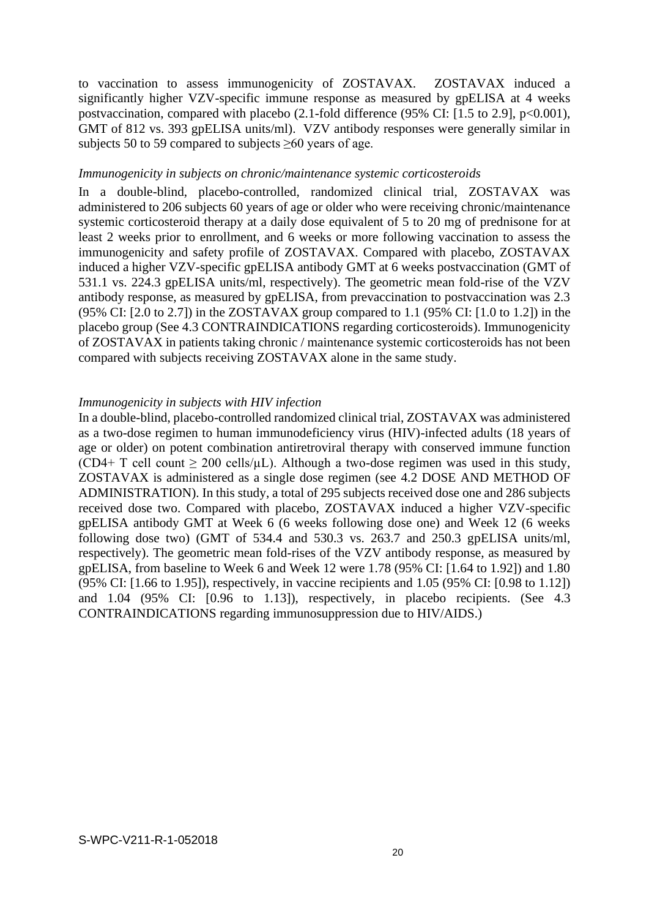to vaccination to assess immunogenicity of ZOSTAVAX. ZOSTAVAX induced a significantly higher VZV-specific immune response as measured by gpELISA at 4 weeks postvaccination, compared with placebo (2.1-fold difference (95% CI: [1.5 to 2.9], $p<0.001$), GMT of 812 vs. 393 gpELISA units/ml). VZV antibody responses were generally similar in subjects 50 to 59 compared to subjects ≥60 years of age.

*Immunogenicity in subjects on chronic/maintenance systemic corticosteroids*

In a double-blind, placebo-controlled, randomized clinical trial, ZOSTAVAX was administered to 206 subjects 60 years of age or older who were receiving chronic/maintenance systemic corticosteroid therapy at a daily dose equivalent of 5 to 20 mg of prednisone for at least 2 weeks prior to enrollment, and 6 weeks or more following vaccination to assess the immunogenicity and safety profile of ZOSTAVAX. Compared with placebo, ZOSTAVAX induced a higher VZV-specific gpELISA antibody GMT at 6 weeks postvaccination (GMT of 531.1 vs. 224.3 gpELISA units/ml, respectively). The geometric mean fold-rise of the VZV antibody response, as measured by gpELISA, from prevaccination to postvaccination was 2.3 (95% CI: [2.0 to 2.7]) in the ZOSTAVAX group compared to 1.1 (95% CI: [1.0 to 1.2]) in the placebo group (See 4.3 CONTRAINDICATIONS regarding corticosteroids). Immunogenicity of ZOSTAVAX in patients taking chronic / maintenance systemic corticosteroids has not been compared with subjects receiving ZOSTAVAX alone in the same study.

*Immunogenicity in subjects with HIV infection*

In a double-blind, placebo-controlled randomized clinical trial, ZOSTAVAX was administered as a two-dose regimen to human immunodeficiency virus (HIV)-infected adults (18 years of age or older) on potent combination antiretroviral therapy with conserved immune function (CD4+ T cell count ≥ 200 cells/µL). Although a two-dose regimen was used in this study, ZOSTAVAX is administered as a single dose regimen (see 4.2 DOSE AND METHOD OF ADMINISTRATION). In this study, a total of 295 subjects received dose one and 286 subjects received dose two. Compared with placebo, ZOSTAVAX induced a higher VZV-specific gpELISA antibody GMT at Week 6 (6 weeks following dose one) and Week 12 (6 weeks following dose two) (GMT of 534.4 and 530.3 vs. 263.7 and 250.3 gpELISA units/ml, respectively). The geometric mean fold-rises of the VZV antibody response, as measured by gpELISA, from baseline to Week 6 and Week 12 were 1.78 (95% CI: [1.64 to 1.92]) and 1.80 (95% CI: [1.66 to 1.95]), respectively, in vaccine recipients and 1.05 (95% CI: [0.98 to 1.12]) and 1.04 (95% CI: [0.96 to 1.13]), respectively, in placebo recipients. (See 4.3 CONTRAINDICATIONS regarding immunosuppression due to HIV/AIDS.)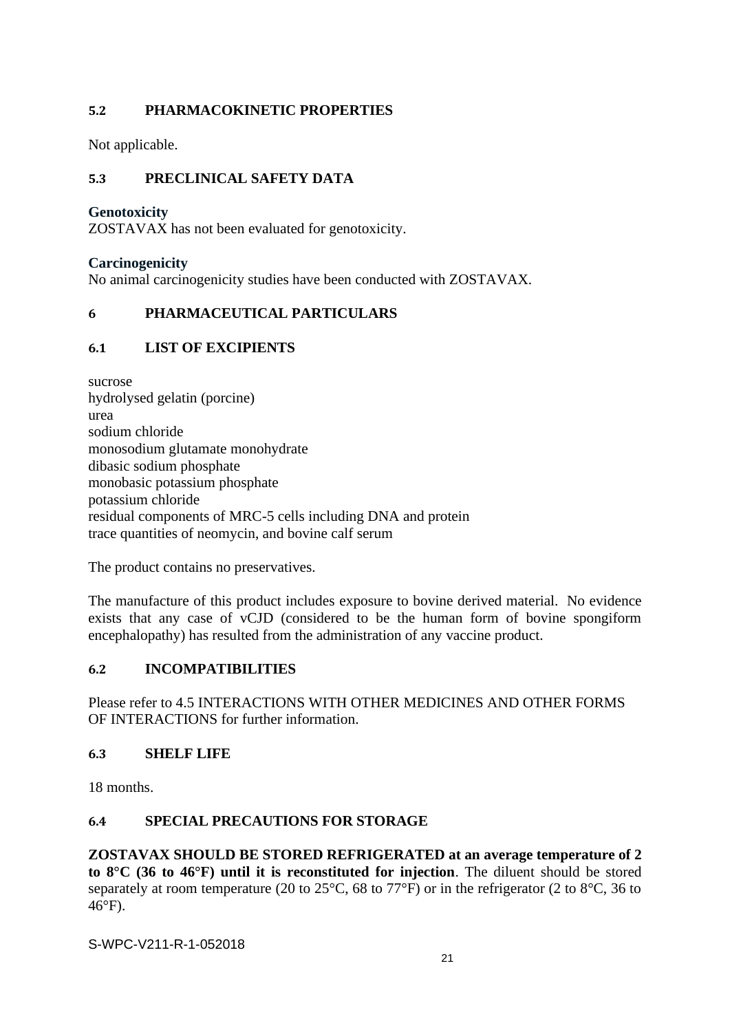### 5.2 PHARMACOKINETIC PROPERTIES

Not applicable.

### 5.3 PRECLINICAL SAFETY DATA

**Genotoxicity**
ZOSTAVAX has not been evaluated for genotoxicity.

**Carcinogenicity**
No animal carcinogenicity studies have been conducted with ZOSTAVAX.

## 6 PHARMACEUTICAL PARTICULARS

### 6.1 LIST OF EXCIPIENTS

sucrose
hydrolysed gelatin (porcine)
urea
sodium chloride
monosodium glutamate monohydrate
dibasic sodium phosphate
monobasic potassium phosphate
potassium chloride
residual components of MRC-5 cells including DNA and protein
trace quantities of neomycin, and bovine calf serum

The product contains no preservatives.

The manufacture of this product includes exposure to bovine derived material. No evidence exists that any case of vCJD (considered to be the human form of bovine spongiform encephalopathy) has resulted from the administration of any vaccine product.

### 6.2 INCOMPATIBILITIES

Please refer to 4.5 INTERACTIONS WITH OTHER MEDICINES AND OTHER FORMS OF INTERACTIONS for further information.

### 6.3 SHELF LIFE

18 months.

### 6.4 SPECIAL PRECAUTIONS FOR STORAGE

**ZOSTAVAX SHOULD BE STORED REFRIGERATED at an average temperature of 2 to 8°C (36 to 46°F) until it is reconstituted for injection**. The diluent should be stored separately at room temperature (20 to 25°C, 68 to 77°F) or in the refrigerator (2 to 8°C, 36 to 46°F).

S-WPC-V211-R-1-052018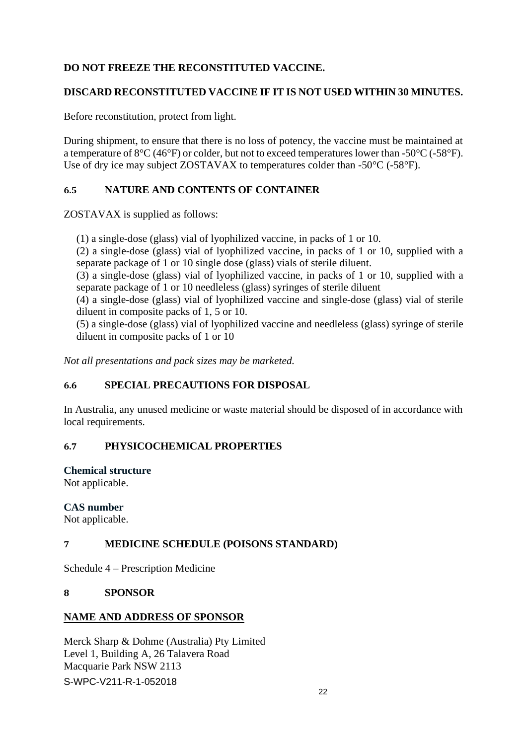**DO NOT FREEZE THE RECONSTITUTED VACCINE.**

**DISCARD RECONSTITUTED VACCINE IF IT IS NOT USED WITHIN 30 MINUTES.**

Before reconstitution, protect from light.

During shipment, to ensure that there is no loss of potency, the vaccine must be maintained at a temperature of 8°C (46°F) or colder, but not to exceed temperatures lower than -50°C (-58°F). Use of dry ice may subject ZOSTAVAX to temperatures colder than -50°C (-58°F).

## 6.5 NATURE AND CONTENTS OF CONTAINER

ZOSTAVAX is supplied as follows:

(1) a single-dose (glass) vial of lyophilized vaccine, in packs of 1 or 10.
(2) a single-dose (glass) vial of lyophilized vaccine, in packs of 1 or 10, supplied with a separate package of 1 or 10 single dose (glass) vials of sterile diluent.
(3) a single-dose (glass) vial of lyophilized vaccine, in packs of 1 or 10, supplied with a separate package of 1 or 10 needleless (glass) syringes of sterile diluent
(4) a single-dose (glass) vial of lyophilized vaccine and single-dose (glass) vial of sterile diluent in composite packs of 1, 5 or 10.
(5) a single-dose (glass) vial of lyophilized vaccine and needleless (glass) syringe of sterile diluent in composite packs of 1 or 10

*Not all presentations and pack sizes may be marketed.*

## 6.6 SPECIAL PRECAUTIONS FOR DISPOSAL

In Australia, any unused medicine or waste material should be disposed of in accordance with local requirements.

## 6.7 PHYSICOCHEMICAL PROPERTIES

**Chemical structure**
Not applicable.

**CAS number**
Not applicable.

# 7 MEDICINE SCHEDULE (POISONS STANDARD)

Schedule 4 – Prescription Medicine

# 8 SPONSOR

**NAME AND ADDRESS OF SPONSOR**

Merck Sharp & Dohme (Australia) Pty Limited
Level 1, Building A, 26 Talavera Road
Macquarie Park NSW 2113

S-WPC-V211-R-1-052018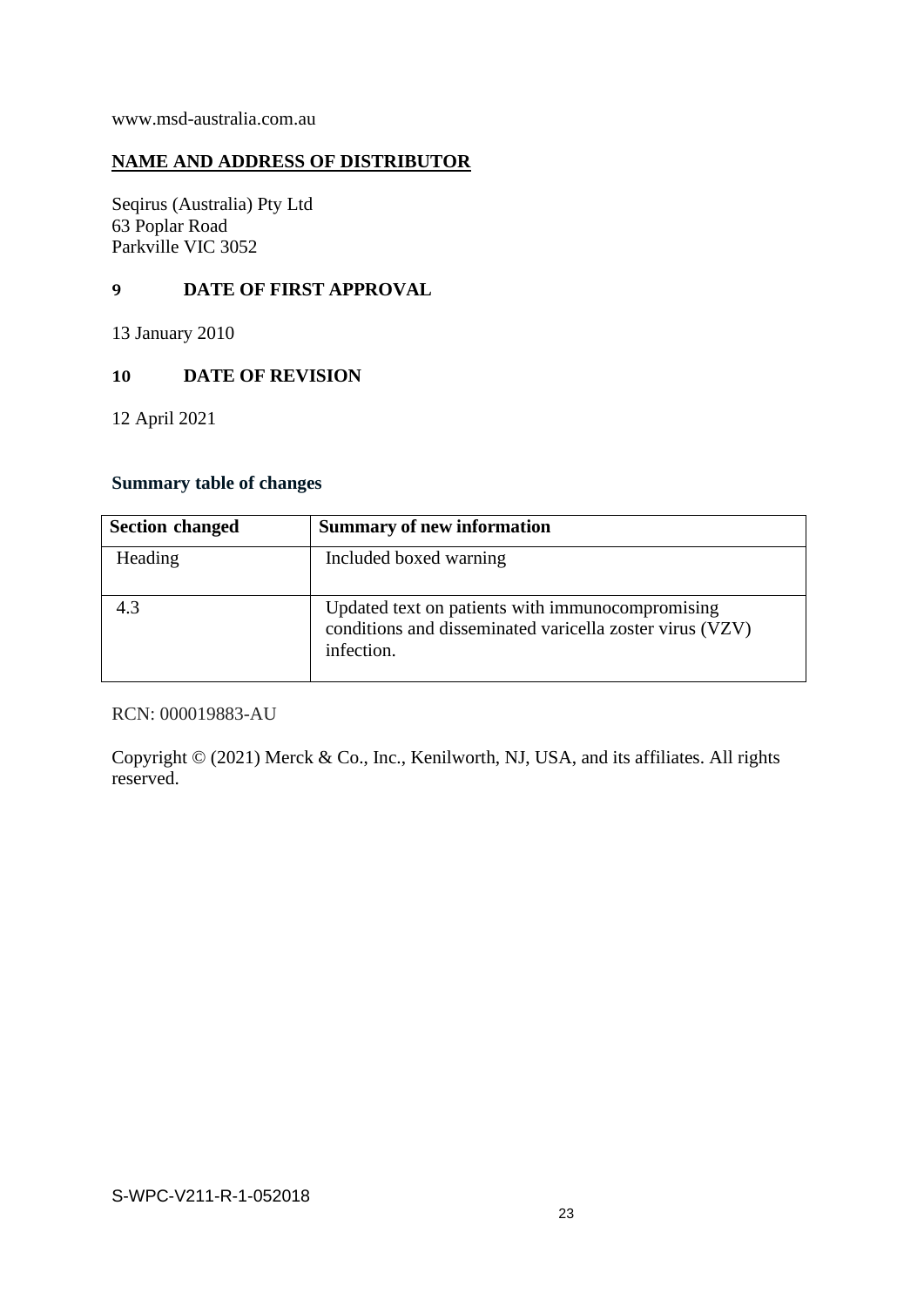www.msd-australia.com.au

## NAME AND ADDRESS OF DISTRIBUTOR

Seqirus (Australia) Pty Ltd
63 Poplar Road
Parkville VIC 3052

## 9 DATE OF FIRST APPROVAL

13 January 2010

## 10 DATE OF REVISION

12 April 2021

### Summary table of changes

| Section changed | Summary of new information |
|---|---|
| Heading | Included boxed warning |
| 4.3 | Updated text on patients with immunocompromising conditions and disseminated varicella zoster virus (VZV) infection. |

RCN: 000019883-AU

Copyright © (2021) Merck & Co., Inc., Kenilworth, NJ, USA, and its affiliates. All rights reserved.

S-WPC-V211-R-1-052018